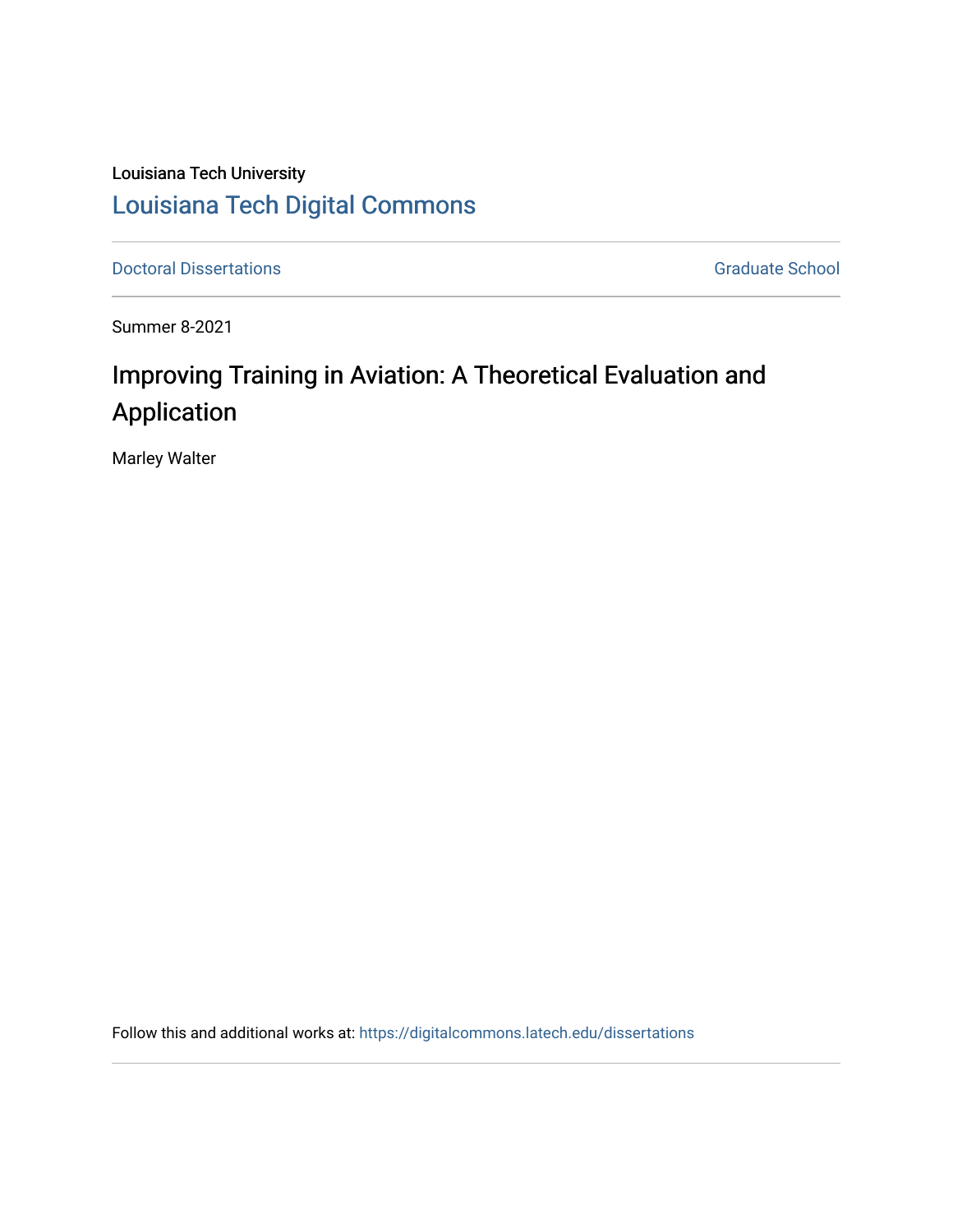Louisiana Tech University

Louisiana Tech Digital Commons

Doctoral Dissertations | Graduate School

Summer 8-2021

# Improving Training in Aviation: A Theoretical Evaluation and Application

Marley Walter

Follow this and additional works at: https://digitalcommons.latech.edu/dissertations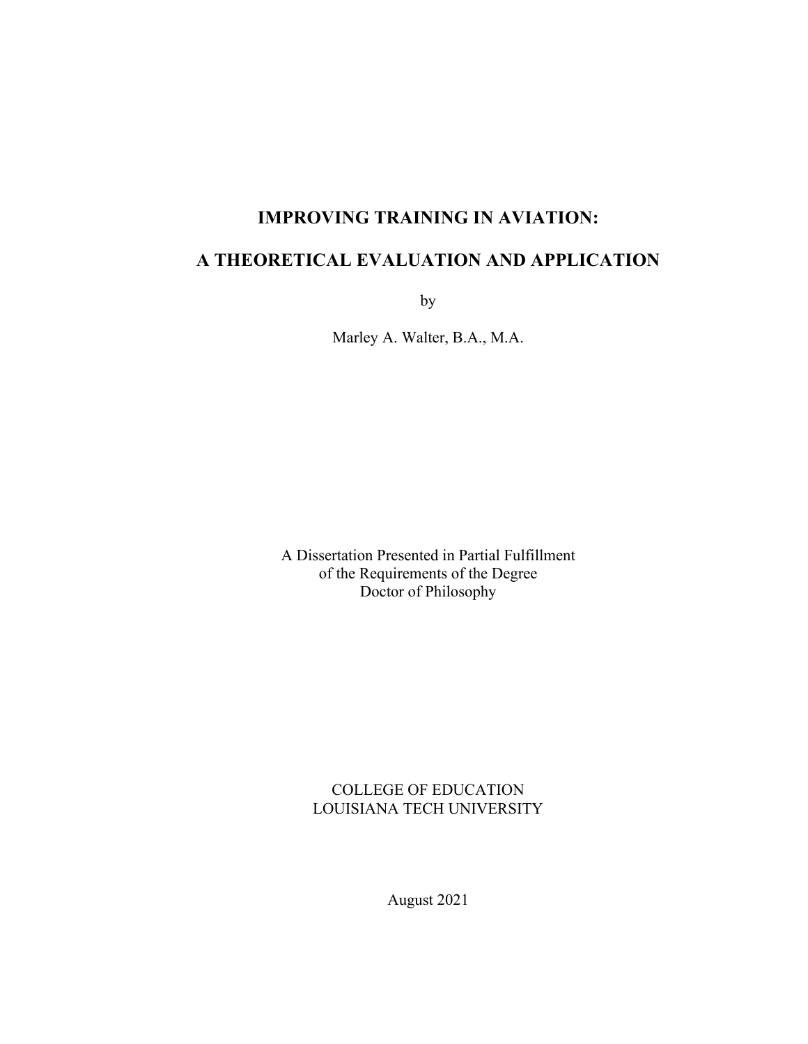# IMPROVING TRAINING IN AVIATION:

# A THEORETICAL EVALUATION AND APPLICATION

by

Marley A. Walter, B.A., M.A.

A Dissertation Presented in Partial Fulfillment
of the Requirements of the Degree
Doctor of Philosophy

COLLEGE OF EDUCATION
LOUISIANA TECH UNIVERSITY

August 2021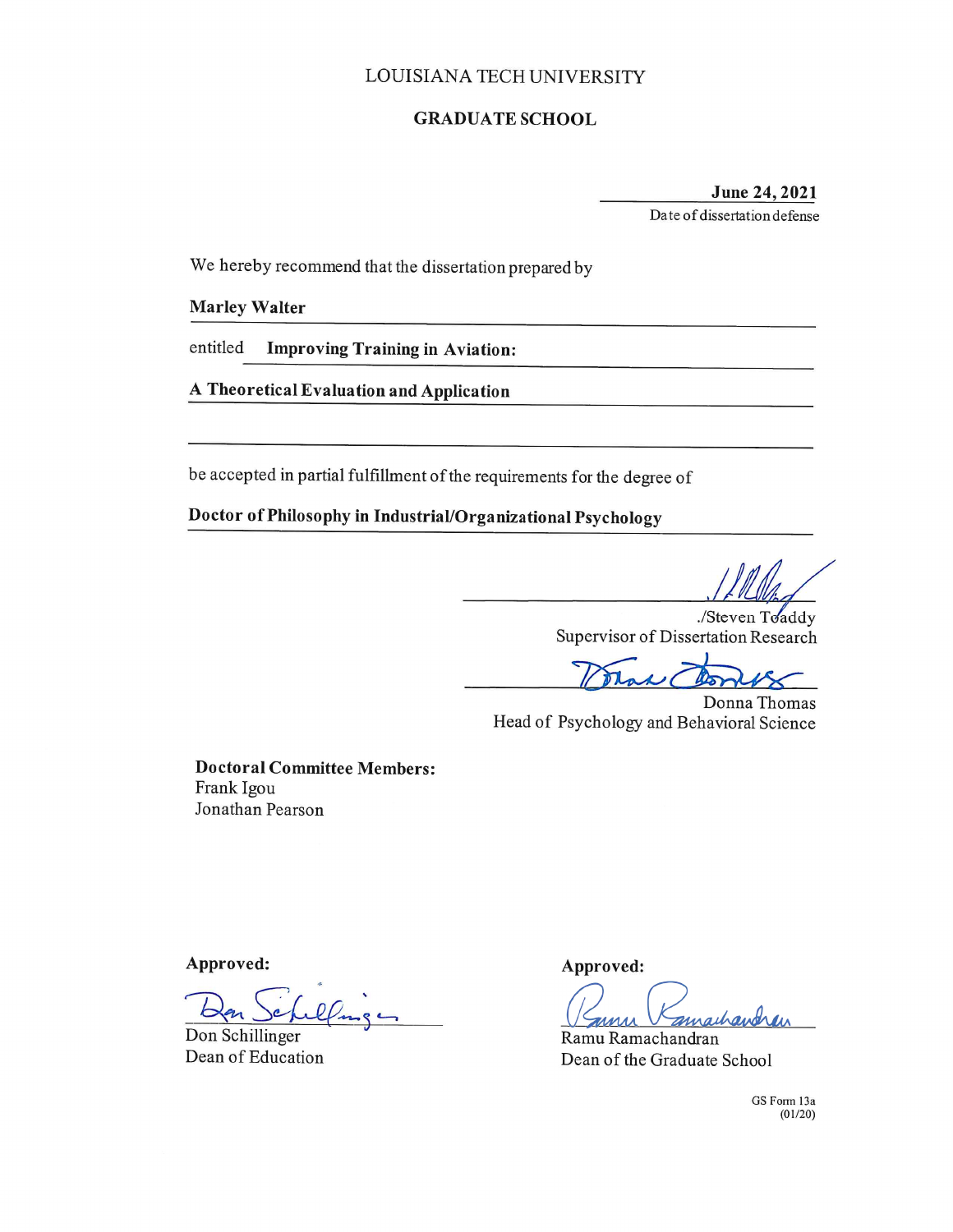LOUISIANA TECH UNIVERSITY

**GRADUATE SCHOOL**

**June 24, 2021**
Date of dissertation defense

We hereby recommend that the dissertation prepared by

**Marley Walter**

entitled **Improving Training in Aviation:**

**A Theoretical Evaluation and Application**

be accepted in partial fulfillment of the requirements for the degree of

**Doctor of Philosophy in Industrial/Organizational Psychology**

./Steven Toaddy
Supervisor of Dissertation Research

Donna Thomas
Head of Psychology and Behavioral Science

**Doctoral Committee Members:**
Frank Igou
Jonathan Pearson

**Approved:**

Don Schillinger
Dean of Education

**Approved:**

Ramu Ramachandran
Dean of the Graduate School

GS Form 13a
(01/20)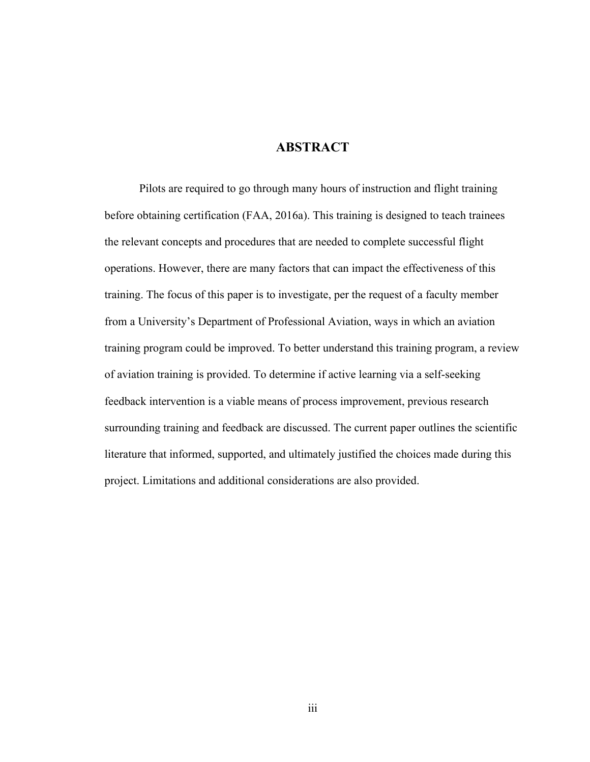# ABSTRACT

Pilots are required to go through many hours of instruction and flight training before obtaining certification (FAA, 2016a). This training is designed to teach trainees the relevant concepts and procedures that are needed to complete successful flight operations. However, there are many factors that can impact the effectiveness of this training. The focus of this paper is to investigate, per the request of a faculty member from a University's Department of Professional Aviation, ways in which an aviation training program could be improved. To better understand this training program, a review of aviation training is provided. To determine if active learning via a self-seeking feedback intervention is a viable means of process improvement, previous research surrounding training and feedback are discussed. The current paper outlines the scientific literature that informed, supported, and ultimately justified the choices made during this project. Limitations and additional considerations are also provided.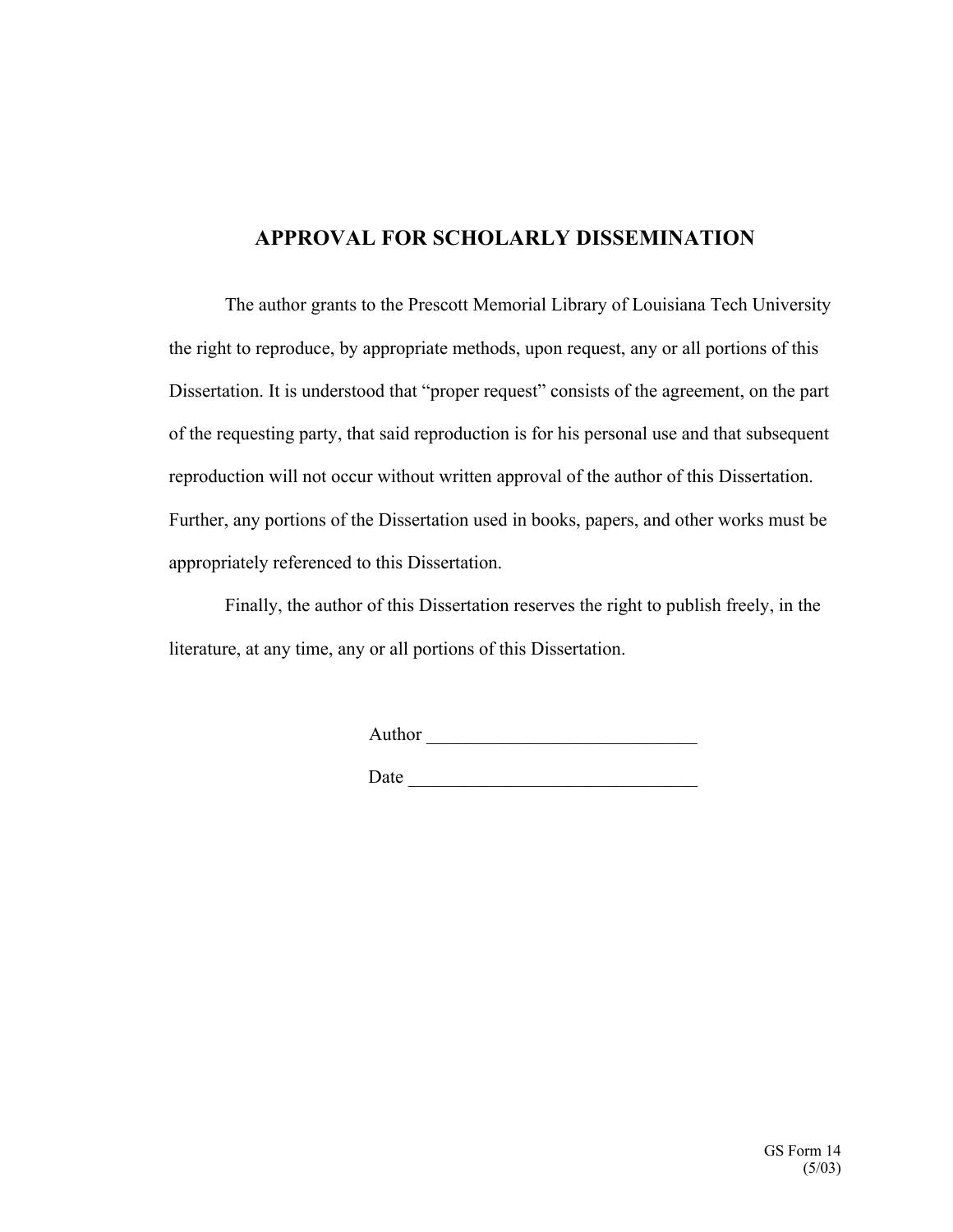# APPROVAL FOR SCHOLARLY DISSEMINATION

The author grants to the Prescott Memorial Library of Louisiana Tech University the right to reproduce, by appropriate methods, upon request, any or all portions of this Dissertation. It is understood that "proper request" consists of the agreement, on the part of the requesting party, that said reproduction is for his personal use and that subsequent reproduction will not occur without written approval of the author of this Dissertation. Further, any portions of the Dissertation used in books, papers, and other works must be appropriately referenced to this Dissertation.

Finally, the author of this Dissertation reserves the right to publish freely, in the literature, at any time, any or all portions of this Dissertation.

Author ______________________________

Date ________________________________

GS Form 14
(5/03)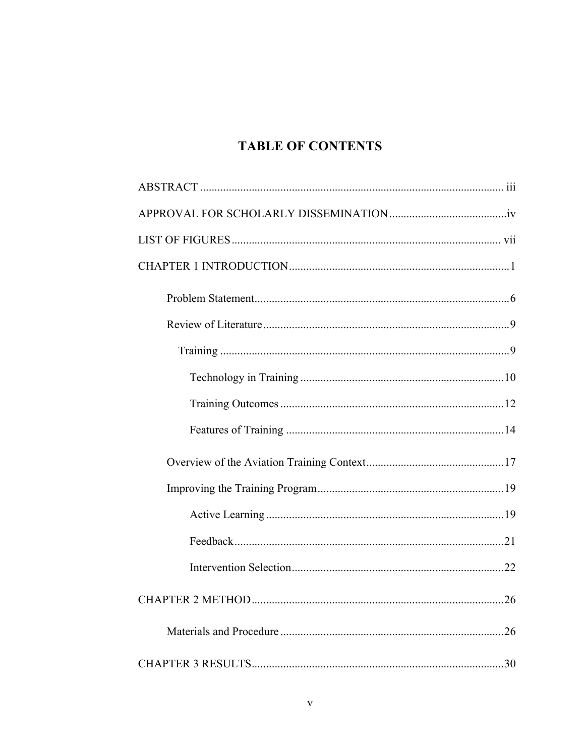# TABLE OF CONTENTS

ABSTRACT ........................................................................................................ iii

APPROVAL FOR SCHOLARLY DISSEMINATION .........................................iv

LIST OF FIGURES ............................................................................................ vii

CHAPTER 1 INTRODUCTION ............................................................................1

- Problem Statement .........................................................................................6
- Review of Literature .......................................................................................9
  - Training .....................................................................................................9
    - Technology in Training .......................................................................10
    - Training Outcomes ..............................................................................12
    - Features of Training ............................................................................14
- Overview of the Aviation Training Context ................................................17
- Improving the Training Program .................................................................19
  - Active Learning ...................................................................................19
  - Feedback ..............................................................................................21
  - Intervention Selection ..........................................................................22

CHAPTER 2 METHOD ........................................................................................26

- Materials and Procedure ..............................................................................26

CHAPTER 3 RESULTS ........................................................................................30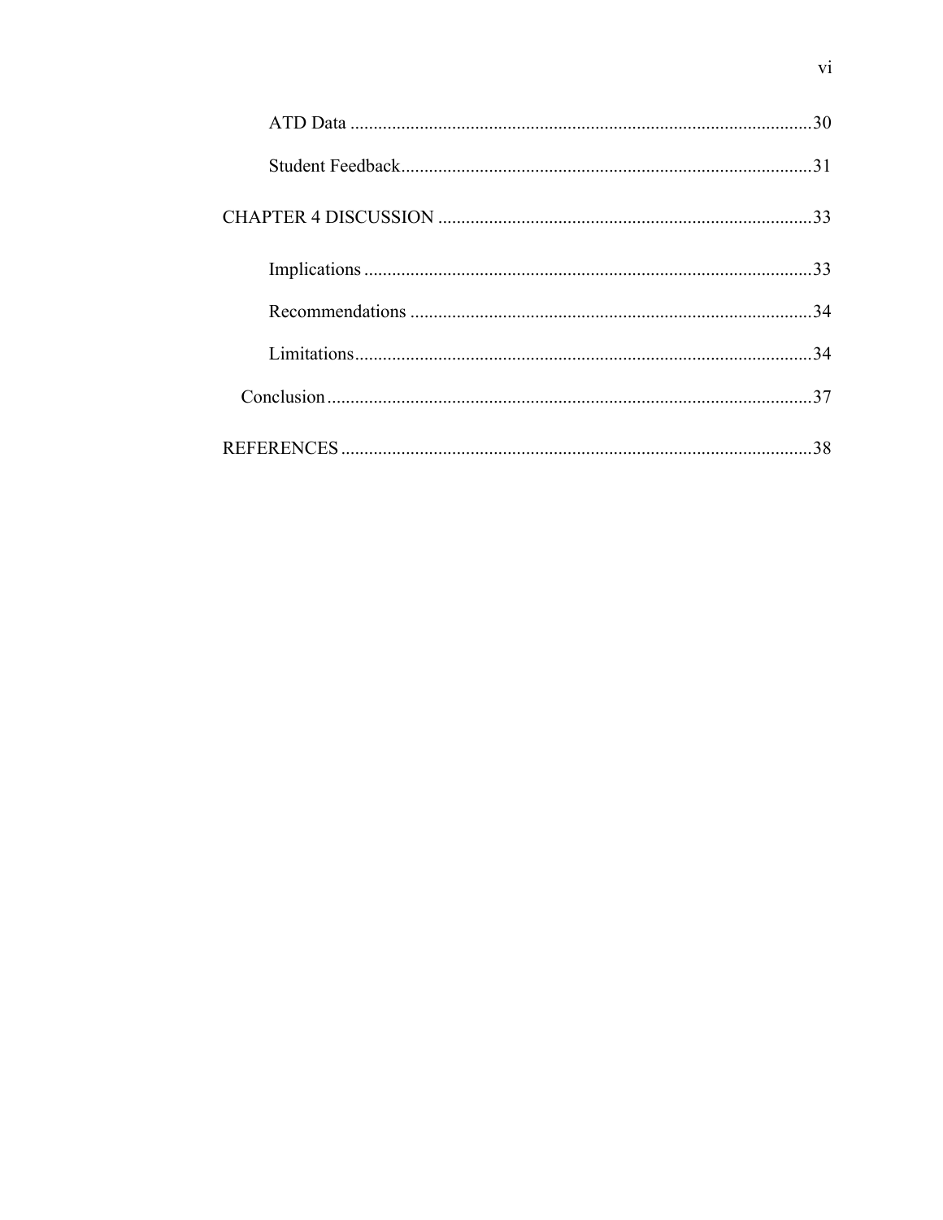ATD Data ....................................................................................................30

Student Feedback..........................................................................................31

CHAPTER 4 DISCUSSION ..................................................................................33

Implications ..................................................................................................33

Recommendations ........................................................................................34

Limitations....................................................................................................34

Conclusion ..........................................................................................................37

REFERENCES .......................................................................................................38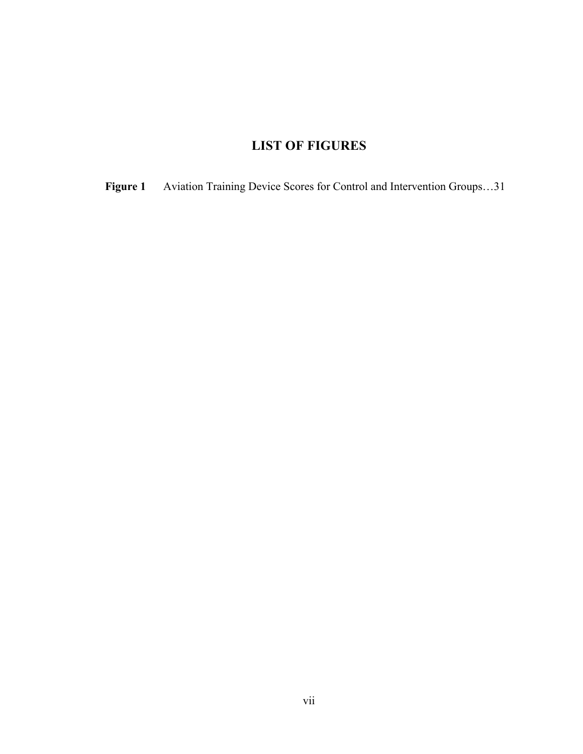# LIST OF FIGURES

**Figure 1** Aviation Training Device Scores for Control and Intervention Groups…31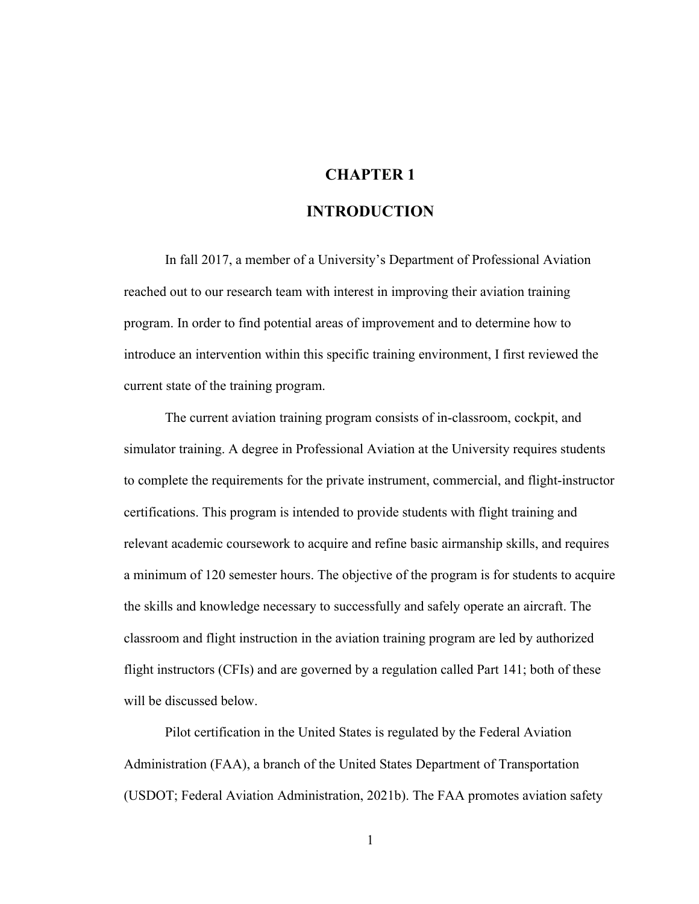# CHAPTER 1

# INTRODUCTION

In fall 2017, a member of a University's Department of Professional Aviation reached out to our research team with interest in improving their aviation training program. In order to find potential areas of improvement and to determine how to introduce an intervention within this specific training environment, I first reviewed the current state of the training program.

The current aviation training program consists of in-classroom, cockpit, and simulator training. A degree in Professional Aviation at the University requires students to complete the requirements for the private instrument, commercial, and flight-instructor certifications. This program is intended to provide students with flight training and relevant academic coursework to acquire and refine basic airmanship skills, and requires a minimum of 120 semester hours. The objective of the program is for students to acquire the skills and knowledge necessary to successfully and safely operate an aircraft. The classroom and flight instruction in the aviation training program are led by authorized flight instructors (CFIs) and are governed by a regulation called Part 141; both of these will be discussed below.

Pilot certification in the United States is regulated by the Federal Aviation Administration (FAA), a branch of the United States Department of Transportation (USDOT; Federal Aviation Administration, 2021b). The FAA promotes aviation safety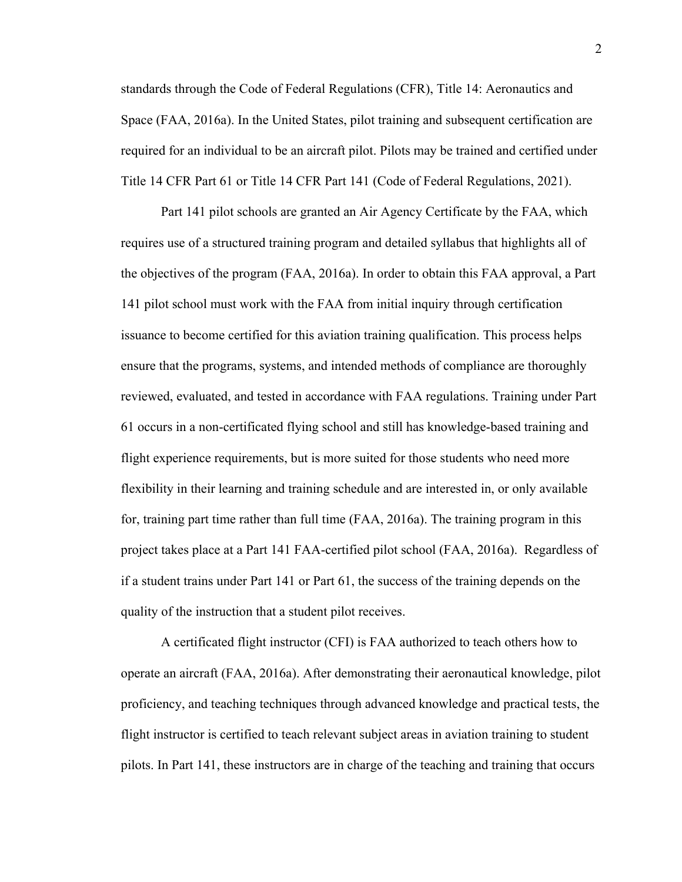standards through the Code of Federal Regulations (CFR), Title 14: Aeronautics and Space (FAA, 2016a). In the United States, pilot training and subsequent certification are required for an individual to be an aircraft pilot. Pilots may be trained and certified under Title 14 CFR Part 61 or Title 14 CFR Part 141 (Code of Federal Regulations, 2021).

Part 141 pilot schools are granted an Air Agency Certificate by the FAA, which requires use of a structured training program and detailed syllabus that highlights all of the objectives of the program (FAA, 2016a). In order to obtain this FAA approval, a Part 141 pilot school must work with the FAA from initial inquiry through certification issuance to become certified for this aviation training qualification. This process helps ensure that the programs, systems, and intended methods of compliance are thoroughly reviewed, evaluated, and tested in accordance with FAA regulations. Training under Part 61 occurs in a non-certificated flying school and still has knowledge-based training and flight experience requirements, but is more suited for those students who need more flexibility in their learning and training schedule and are interested in, or only available for, training part time rather than full time (FAA, 2016a). The training program in this project takes place at a Part 141 FAA-certified pilot school (FAA, 2016a). Regardless of if a student trains under Part 141 or Part 61, the success of the training depends on the quality of the instruction that a student pilot receives.

A certificated flight instructor (CFI) is FAA authorized to teach others how to operate an aircraft (FAA, 2016a). After demonstrating their aeronautical knowledge, pilot proficiency, and teaching techniques through advanced knowledge and practical tests, the flight instructor is certified to teach relevant subject areas in aviation training to student pilots. In Part 141, these instructors are in charge of the teaching and training that occurs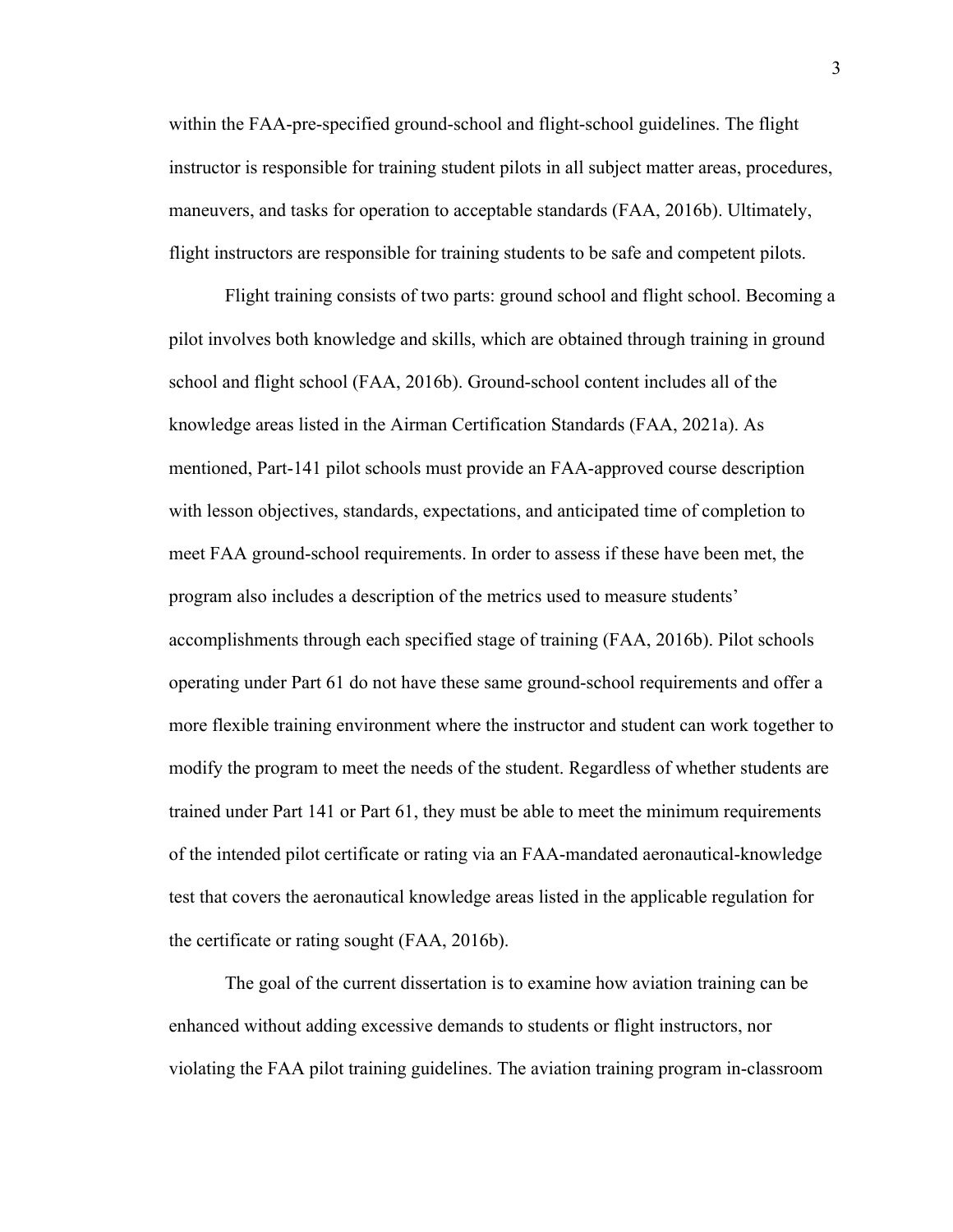within the FAA-pre-specified ground-school and flight-school guidelines. The flight instructor is responsible for training student pilots in all subject matter areas, procedures, maneuvers, and tasks for operation to acceptable standards (FAA, 2016b). Ultimately, flight instructors are responsible for training students to be safe and competent pilots.

Flight training consists of two parts: ground school and flight school. Becoming a pilot involves both knowledge and skills, which are obtained through training in ground school and flight school (FAA, 2016b). Ground-school content includes all of the knowledge areas listed in the Airman Certification Standards (FAA, 2021a). As mentioned, Part-141 pilot schools must provide an FAA-approved course description with lesson objectives, standards, expectations, and anticipated time of completion to meet FAA ground-school requirements. In order to assess if these have been met, the program also includes a description of the metrics used to measure students' accomplishments through each specified stage of training (FAA, 2016b). Pilot schools operating under Part 61 do not have these same ground-school requirements and offer a more flexible training environment where the instructor and student can work together to modify the program to meet the needs of the student. Regardless of whether students are trained under Part 141 or Part 61, they must be able to meet the minimum requirements of the intended pilot certificate or rating via an FAA-mandated aeronautical-knowledge test that covers the aeronautical knowledge areas listed in the applicable regulation for the certificate or rating sought (FAA, 2016b).

The goal of the current dissertation is to examine how aviation training can be enhanced without adding excessive demands to students or flight instructors, nor violating the FAA pilot training guidelines. The aviation training program in-classroom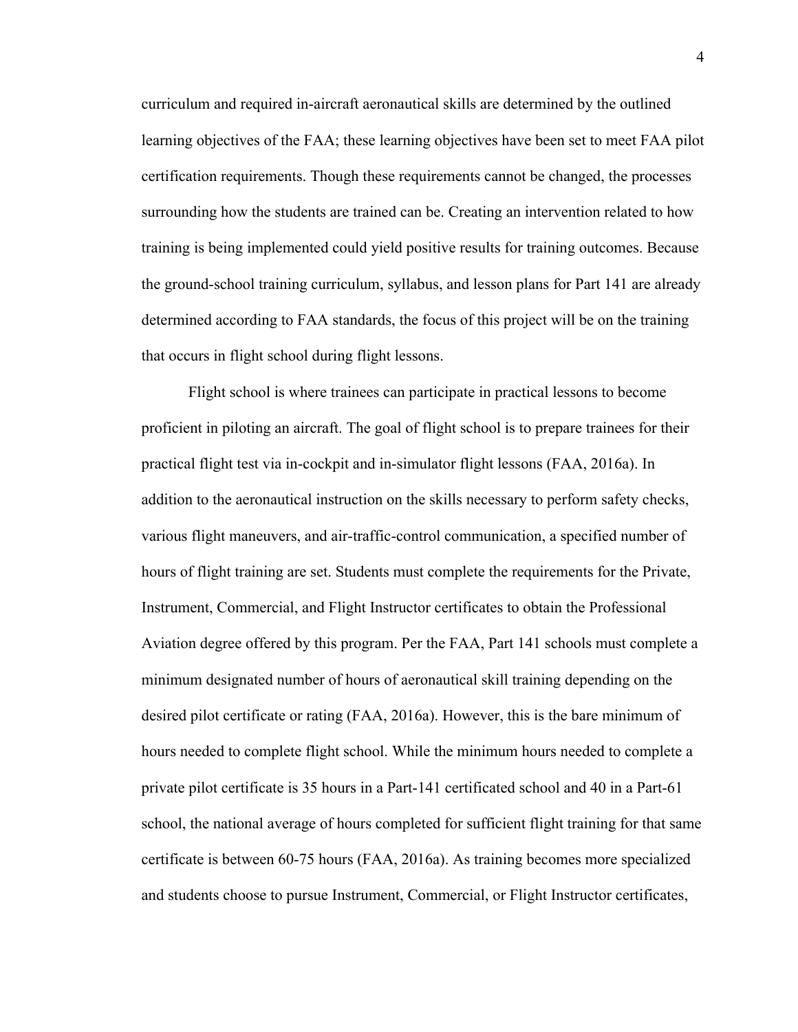curriculum and required in-aircraft aeronautical skills are determined by the outlined learning objectives of the FAA; these learning objectives have been set to meet FAA pilot certification requirements. Though these requirements cannot be changed, the processes surrounding how the students are trained can be. Creating an intervention related to how training is being implemented could yield positive results for training outcomes. Because the ground-school training curriculum, syllabus, and lesson plans for Part 141 are already determined according to FAA standards, the focus of this project will be on the training that occurs in flight school during flight lessons.

Flight school is where trainees can participate in practical lessons to become proficient in piloting an aircraft. The goal of flight school is to prepare trainees for their practical flight test via in-cockpit and in-simulator flight lessons (FAA, 2016a). In addition to the aeronautical instruction on the skills necessary to perform safety checks, various flight maneuvers, and air-traffic-control communication, a specified number of hours of flight training are set. Students must complete the requirements for the Private, Instrument, Commercial, and Flight Instructor certificates to obtain the Professional Aviation degree offered by this program. Per the FAA, Part 141 schools must complete a minimum designated number of hours of aeronautical skill training depending on the desired pilot certificate or rating (FAA, 2016a). However, this is the bare minimum of hours needed to complete flight school. While the minimum hours needed to complete a private pilot certificate is 35 hours in a Part-141 certificated school and 40 in a Part-61 school, the national average of hours completed for sufficient flight training for that same certificate is between 60-75 hours (FAA, 2016a). As training becomes more specialized and students choose to pursue Instrument, Commercial, or Flight Instructor certificates,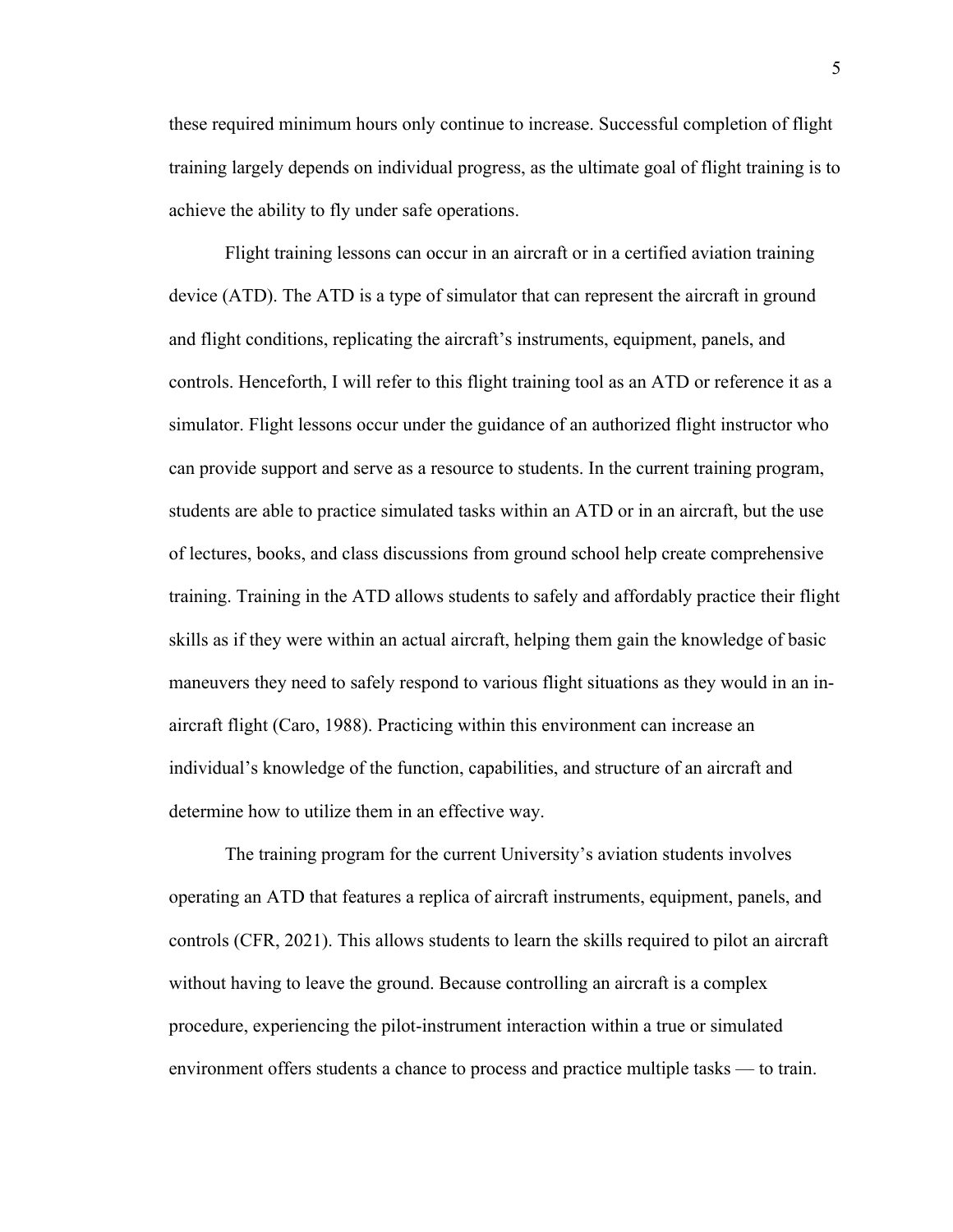these required minimum hours only continue to increase. Successful completion of flight training largely depends on individual progress, as the ultimate goal of flight training is to achieve the ability to fly under safe operations.

Flight training lessons can occur in an aircraft or in a certified aviation training device (ATD). The ATD is a type of simulator that can represent the aircraft in ground and flight conditions, replicating the aircraft's instruments, equipment, panels, and controls. Henceforth, I will refer to this flight training tool as an ATD or reference it as a simulator. Flight lessons occur under the guidance of an authorized flight instructor who can provide support and serve as a resource to students. In the current training program, students are able to practice simulated tasks within an ATD or in an aircraft, but the use of lectures, books, and class discussions from ground school help create comprehensive training. Training in the ATD allows students to safely and affordably practice their flight skills as if they were within an actual aircraft, helping them gain the knowledge of basic maneuvers they need to safely respond to various flight situations as they would in an in-aircraft flight (Caro, 1988). Practicing within this environment can increase an individual's knowledge of the function, capabilities, and structure of an aircraft and determine how to utilize them in an effective way.

The training program for the current University's aviation students involves operating an ATD that features a replica of aircraft instruments, equipment, panels, and controls (CFR, 2021). This allows students to learn the skills required to pilot an aircraft without having to leave the ground. Because controlling an aircraft is a complex procedure, experiencing the pilot-instrument interaction within a true or simulated environment offers students a chance to process and practice multiple tasks — to train.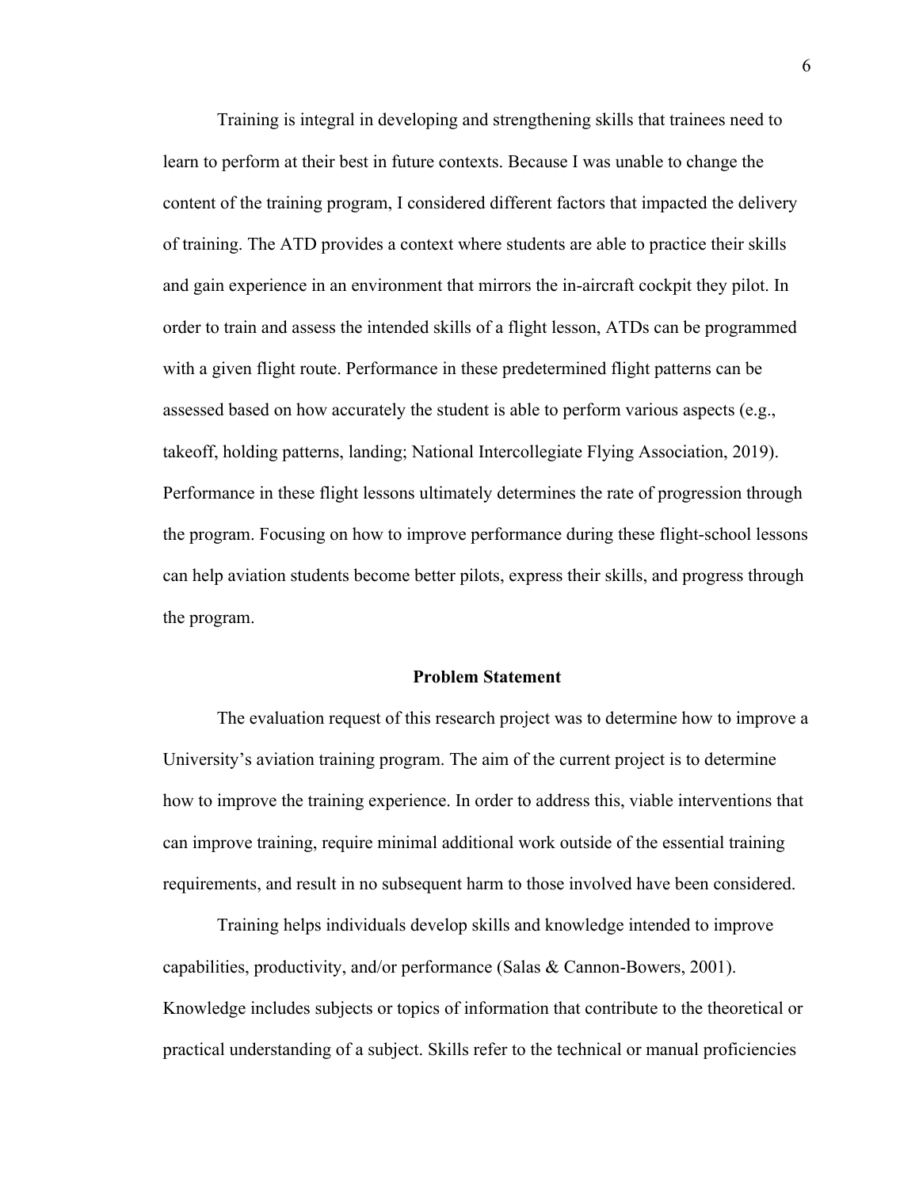Training is integral in developing and strengthening skills that trainees need to learn to perform at their best in future contexts. Because I was unable to change the content of the training program, I considered different factors that impacted the delivery of training. The ATD provides a context where students are able to practice their skills and gain experience in an environment that mirrors the in-aircraft cockpit they pilot. In order to train and assess the intended skills of a flight lesson, ATDs can be programmed with a given flight route. Performance in these predetermined flight patterns can be assessed based on how accurately the student is able to perform various aspects (e.g., takeoff, holding patterns, landing; National Intercollegiate Flying Association, 2019). Performance in these flight lessons ultimately determines the rate of progression through the program. Focusing on how to improve performance during these flight-school lessons can help aviation students become better pilots, express their skills, and progress through the program.

## Problem Statement

The evaluation request of this research project was to determine how to improve a University's aviation training program. The aim of the current project is to determine how to improve the training experience. In order to address this, viable interventions that can improve training, require minimal additional work outside of the essential training requirements, and result in no subsequent harm to those involved have been considered.

Training helps individuals develop skills and knowledge intended to improve capabilities, productivity, and/or performance (Salas & Cannon-Bowers, 2001). Knowledge includes subjects or topics of information that contribute to the theoretical or practical understanding of a subject. Skills refer to the technical or manual proficiencies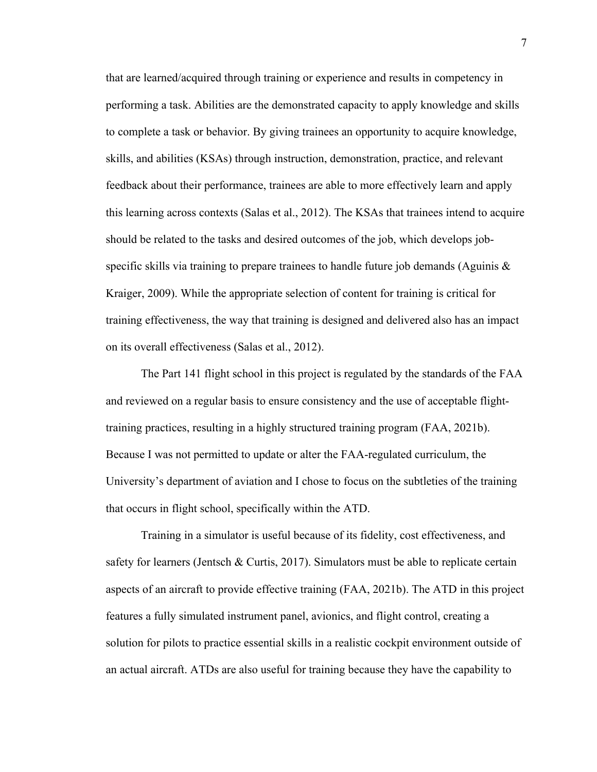that are learned/acquired through training or experience and results in competency in performing a task. Abilities are the demonstrated capacity to apply knowledge and skills to complete a task or behavior. By giving trainees an opportunity to acquire knowledge, skills, and abilities (KSAs) through instruction, demonstration, practice, and relevant feedback about their performance, trainees are able to more effectively learn and apply this learning across contexts (Salas et al., 2012). The KSAs that trainees intend to acquire should be related to the tasks and desired outcomes of the job, which develops job-specific skills via training to prepare trainees to handle future job demands (Aguinis & Kraiger, 2009). While the appropriate selection of content for training is critical for training effectiveness, the way that training is designed and delivered also has an impact on its overall effectiveness (Salas et al., 2012).

The Part 141 flight school in this project is regulated by the standards of the FAA and reviewed on a regular basis to ensure consistency and the use of acceptable flight-training practices, resulting in a highly structured training program (FAA, 2021b). Because I was not permitted to update or alter the FAA-regulated curriculum, the University's department of aviation and I chose to focus on the subtleties of the training that occurs in flight school, specifically within the ATD.

Training in a simulator is useful because of its fidelity, cost effectiveness, and safety for learners (Jentsch & Curtis, 2017). Simulators must be able to replicate certain aspects of an aircraft to provide effective training (FAA, 2021b). The ATD in this project features a fully simulated instrument panel, avionics, and flight control, creating a solution for pilots to practice essential skills in a realistic cockpit environment outside of an actual aircraft. ATDs are also useful for training because they have the capability to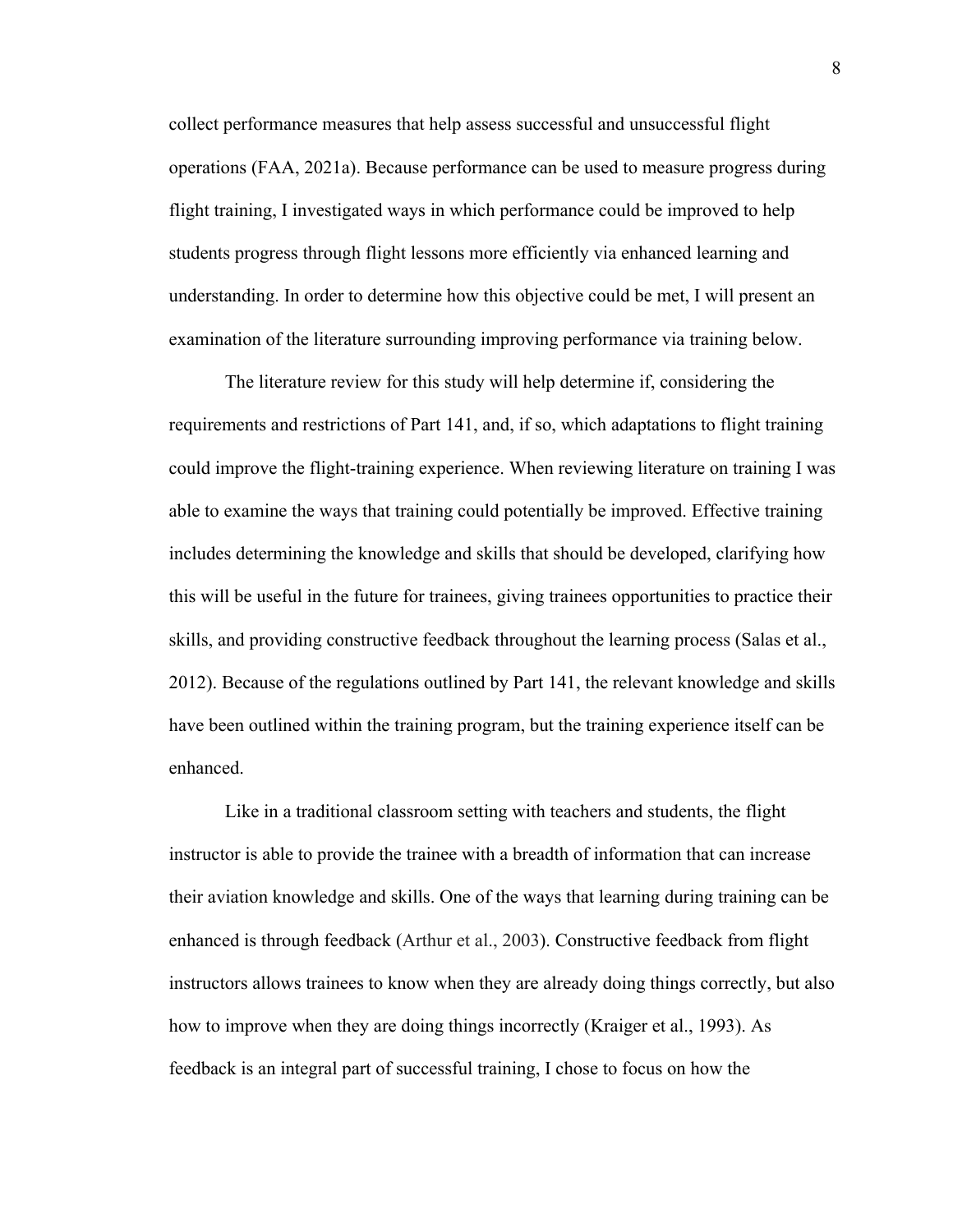collect performance measures that help assess successful and unsuccessful flight operations (FAA, 2021a). Because performance can be used to measure progress during flight training, I investigated ways in which performance could be improved to help students progress through flight lessons more efficiently via enhanced learning and understanding. In order to determine how this objective could be met, I will present an examination of the literature surrounding improving performance via training below.

The literature review for this study will help determine if, considering the requirements and restrictions of Part 141, and, if so, which adaptations to flight training could improve the flight-training experience. When reviewing literature on training I was able to examine the ways that training could potentially be improved. Effective training includes determining the knowledge and skills that should be developed, clarifying how this will be useful in the future for trainees, giving trainees opportunities to practice their skills, and providing constructive feedback throughout the learning process (Salas et al., 2012). Because of the regulations outlined by Part 141, the relevant knowledge and skills have been outlined within the training program, but the training experience itself can be enhanced.

Like in a traditional classroom setting with teachers and students, the flight instructor is able to provide the trainee with a breadth of information that can increase their aviation knowledge and skills. One of the ways that learning during training can be enhanced is through feedback (Arthur et al., 2003). Constructive feedback from flight instructors allows trainees to know when they are already doing things correctly, but also how to improve when they are doing things incorrectly (Kraiger et al., 1993). As feedback is an integral part of successful training, I chose to focus on how the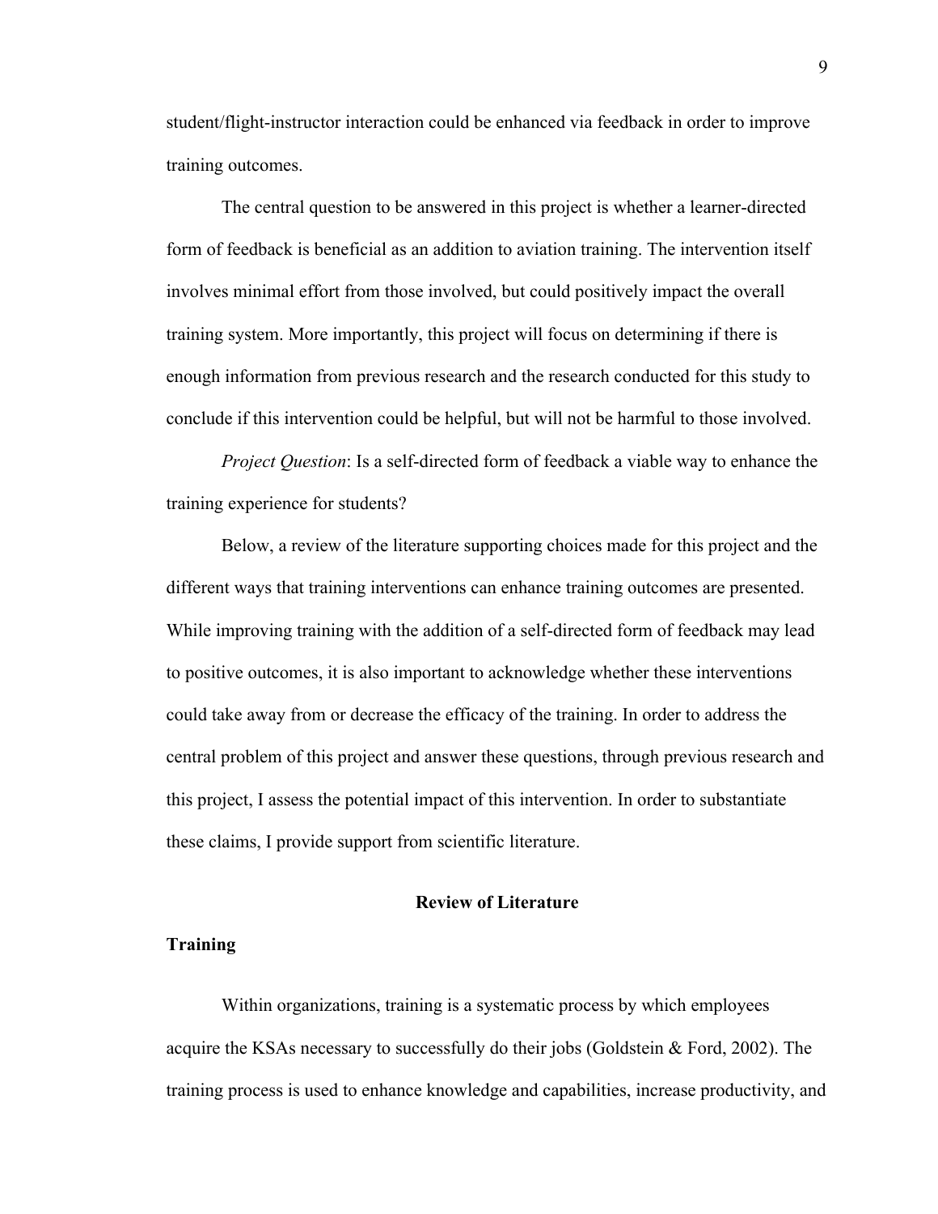student/flight-instructor interaction could be enhanced via feedback in order to improve training outcomes.

The central question to be answered in this project is whether a learner-directed form of feedback is beneficial as an addition to aviation training. The intervention itself involves minimal effort from those involved, but could positively impact the overall training system. More importantly, this project will focus on determining if there is enough information from previous research and the research conducted for this study to conclude if this intervention could be helpful, but will not be harmful to those involved.

*Project Question*: Is a self-directed form of feedback a viable way to enhance the training experience for students?

Below, a review of the literature supporting choices made for this project and the different ways that training interventions can enhance training outcomes are presented. While improving training with the addition of a self-directed form of feedback may lead to positive outcomes, it is also important to acknowledge whether these interventions could take away from or decrease the efficacy of the training. In order to address the central problem of this project and answer these questions, through previous research and this project, I assess the potential impact of this intervention. In order to substantiate these claims, I provide support from scientific literature.

## Review of Literature

### Training

Within organizations, training is a systematic process by which employees acquire the KSAs necessary to successfully do their jobs (Goldstein & Ford, 2002). The training process is used to enhance knowledge and capabilities, increase productivity, and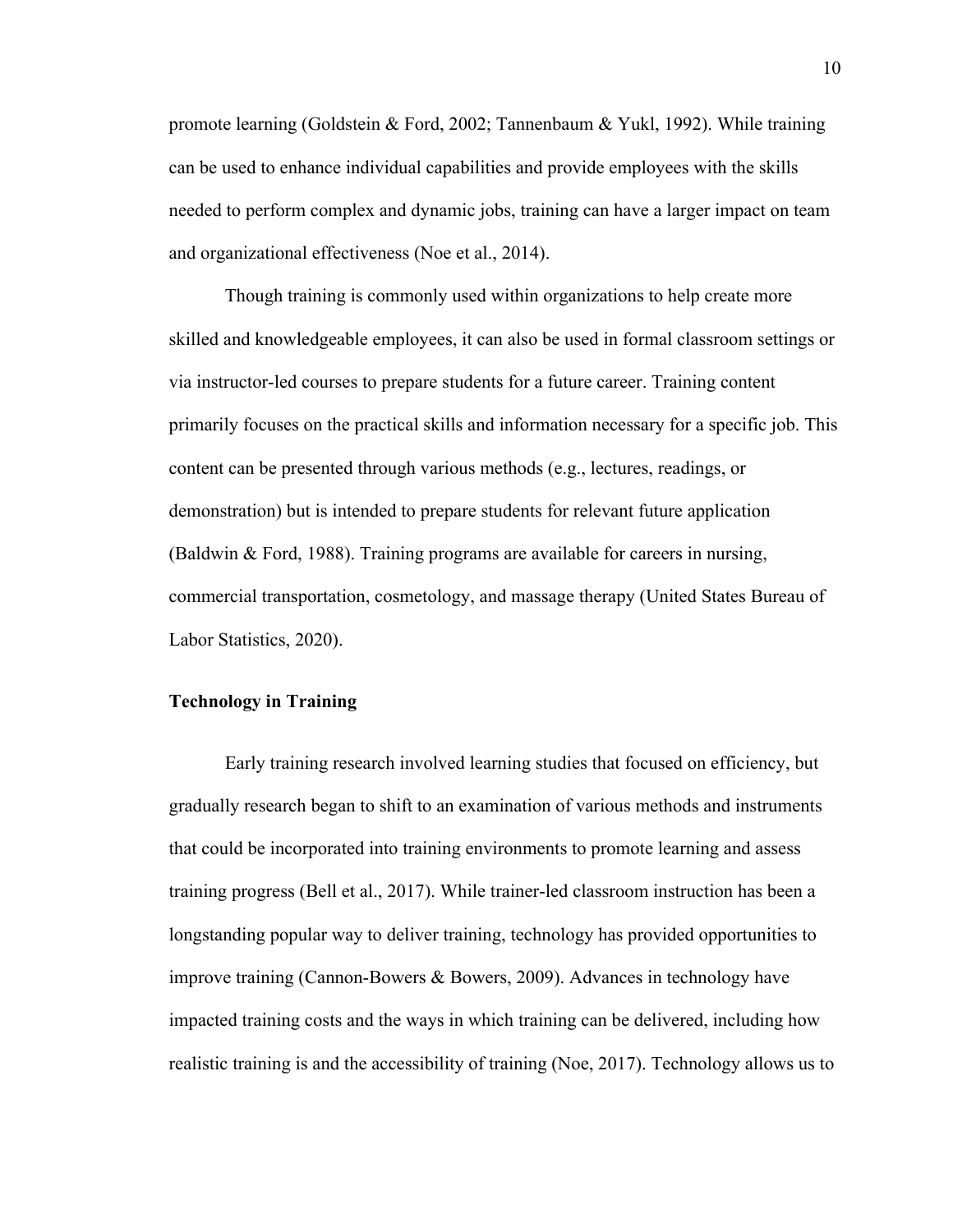promote learning (Goldstein & Ford, 2002; Tannenbaum & Yukl, 1992). While training can be used to enhance individual capabilities and provide employees with the skills needed to perform complex and dynamic jobs, training can have a larger impact on team and organizational effectiveness (Noe et al., 2014).

Though training is commonly used within organizations to help create more skilled and knowledgeable employees, it can also be used in formal classroom settings or via instructor-led courses to prepare students for a future career. Training content primarily focuses on the practical skills and information necessary for a specific job. This content can be presented through various methods (e.g., lectures, readings, or demonstration) but is intended to prepare students for relevant future application (Baldwin & Ford, 1988). Training programs are available for careers in nursing, commercial transportation, cosmetology, and massage therapy (United States Bureau of Labor Statistics, 2020).

## Technology in Training

Early training research involved learning studies that focused on efficiency, but gradually research began to shift to an examination of various methods and instruments that could be incorporated into training environments to promote learning and assess training progress (Bell et al., 2017). While trainer-led classroom instruction has been a longstanding popular way to deliver training, technology has provided opportunities to improve training (Cannon-Bowers & Bowers, 2009). Advances in technology have impacted training costs and the ways in which training can be delivered, including how realistic training is and the accessibility of training (Noe, 2017). Technology allows us to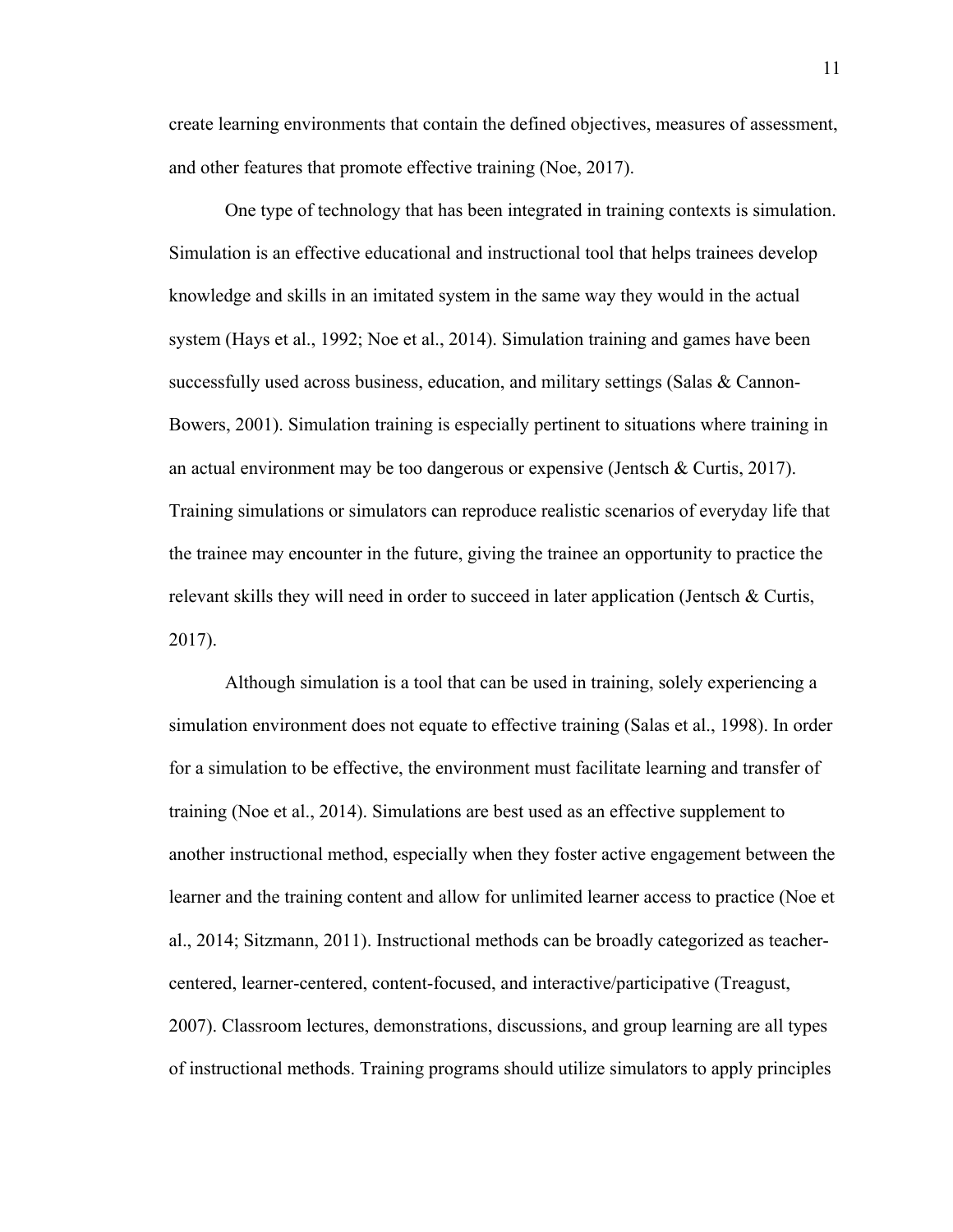create learning environments that contain the defined objectives, measures of assessment, and other features that promote effective training (Noe, 2017).

One type of technology that has been integrated in training contexts is simulation. Simulation is an effective educational and instructional tool that helps trainees develop knowledge and skills in an imitated system in the same way they would in the actual system (Hays et al., 1992; Noe et al., 2014). Simulation training and games have been successfully used across business, education, and military settings (Salas & Cannon-Bowers, 2001). Simulation training is especially pertinent to situations where training in an actual environment may be too dangerous or expensive (Jentsch & Curtis, 2017). Training simulations or simulators can reproduce realistic scenarios of everyday life that the trainee may encounter in the future, giving the trainee an opportunity to practice the relevant skills they will need in order to succeed in later application (Jentsch & Curtis, 2017).

Although simulation is a tool that can be used in training, solely experiencing a simulation environment does not equate to effective training (Salas et al., 1998). In order for a simulation to be effective, the environment must facilitate learning and transfer of training (Noe et al., 2014). Simulations are best used as an effective supplement to another instructional method, especially when they foster active engagement between the learner and the training content and allow for unlimited learner access to practice (Noe et al., 2014; Sitzmann, 2011). Instructional methods can be broadly categorized as teacher-centered, learner-centered, content-focused, and interactive/participative (Treagust, 2007). Classroom lectures, demonstrations, discussions, and group learning are all types of instructional methods. Training programs should utilize simulators to apply principles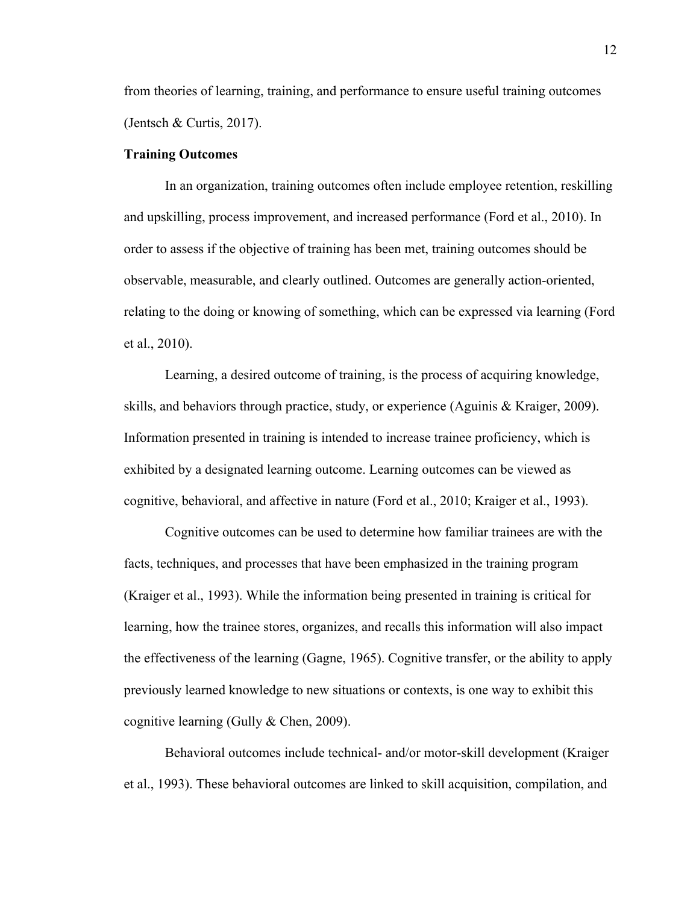from theories of learning, training, and performance to ensure useful training outcomes (Jentsch & Curtis, 2017).

**Training Outcomes**

In an organization, training outcomes often include employee retention, reskilling and upskilling, process improvement, and increased performance (Ford et al., 2010). In order to assess if the objective of training has been met, training outcomes should be observable, measurable, and clearly outlined. Outcomes are generally action-oriented, relating to the doing or knowing of something, which can be expressed via learning (Ford et al., 2010).

Learning, a desired outcome of training, is the process of acquiring knowledge, skills, and behaviors through practice, study, or experience (Aguinis & Kraiger, 2009). Information presented in training is intended to increase trainee proficiency, which is exhibited by a designated learning outcome. Learning outcomes can be viewed as cognitive, behavioral, and affective in nature (Ford et al., 2010; Kraiger et al., 1993).

Cognitive outcomes can be used to determine how familiar trainees are with the facts, techniques, and processes that have been emphasized in the training program (Kraiger et al., 1993). While the information being presented in training is critical for learning, how the trainee stores, organizes, and recalls this information will also impact the effectiveness of the learning (Gagne, 1965). Cognitive transfer, or the ability to apply previously learned knowledge to new situations or contexts, is one way to exhibit this cognitive learning (Gully & Chen, 2009).

Behavioral outcomes include technical- and/or motor-skill development (Kraiger et al., 1993). These behavioral outcomes are linked to skill acquisition, compilation, and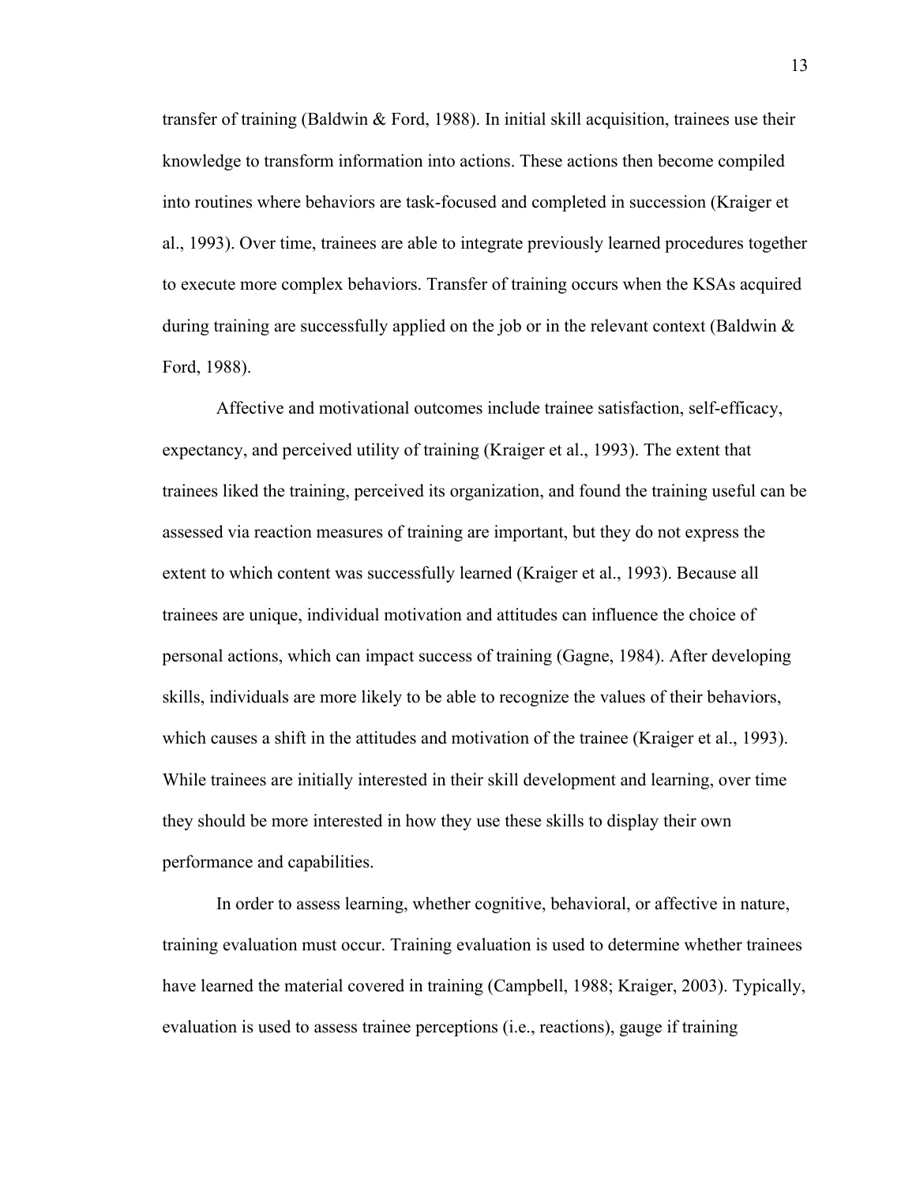transfer of training (Baldwin & Ford, 1988). In initial skill acquisition, trainees use their knowledge to transform information into actions. These actions then become compiled into routines where behaviors are task-focused and completed in succession (Kraiger et al., 1993). Over time, trainees are able to integrate previously learned procedures together to execute more complex behaviors. Transfer of training occurs when the KSAs acquired during training are successfully applied on the job or in the relevant context (Baldwin & Ford, 1988).

Affective and motivational outcomes include trainee satisfaction, self-efficacy, expectancy, and perceived utility of training (Kraiger et al., 1993). The extent that trainees liked the training, perceived its organization, and found the training useful can be assessed via reaction measures of training are important, but they do not express the extent to which content was successfully learned (Kraiger et al., 1993). Because all trainees are unique, individual motivation and attitudes can influence the choice of personal actions, which can impact success of training (Gagne, 1984). After developing skills, individuals are more likely to be able to recognize the values of their behaviors, which causes a shift in the attitudes and motivation of the trainee (Kraiger et al., 1993). While trainees are initially interested in their skill development and learning, over time they should be more interested in how they use these skills to display their own performance and capabilities.

In order to assess learning, whether cognitive, behavioral, or affective in nature, training evaluation must occur. Training evaluation is used to determine whether trainees have learned the material covered in training (Campbell, 1988; Kraiger, 2003). Typically, evaluation is used to assess trainee perceptions (i.e., reactions), gauge if training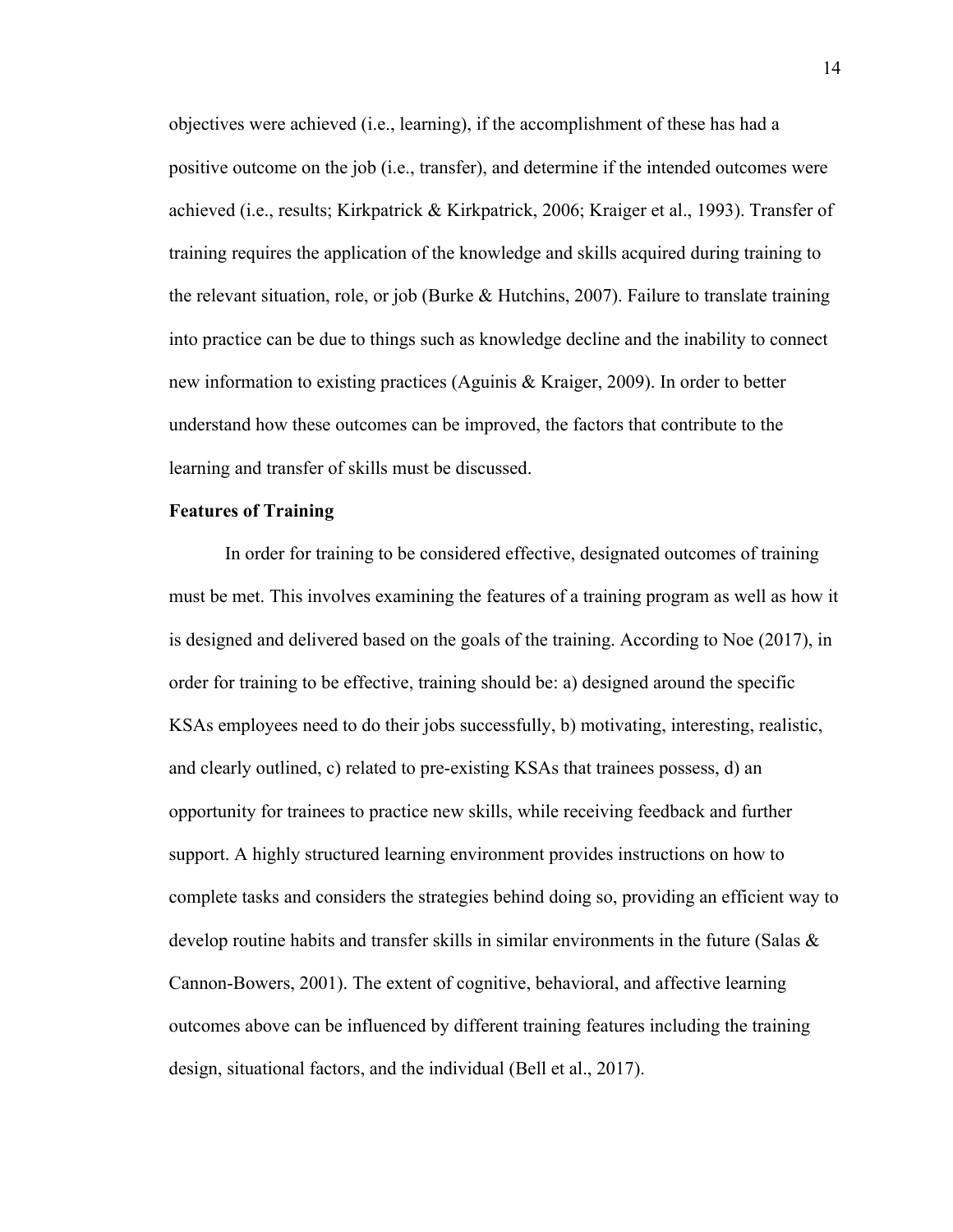objectives were achieved (i.e., learning), if the accomplishment of these has had a positive outcome on the job (i.e., transfer), and determine if the intended outcomes were achieved (i.e., results; Kirkpatrick & Kirkpatrick, 2006; Kraiger et al., 1993). Transfer of training requires the application of the knowledge and skills acquired during training to the relevant situation, role, or job (Burke & Hutchins, 2007). Failure to translate training into practice can be due to things such as knowledge decline and the inability to connect new information to existing practices (Aguinis & Kraiger, 2009). In order to better understand how these outcomes can be improved, the factors that contribute to the learning and transfer of skills must be discussed.

**Features of Training**

In order for training to be considered effective, designated outcomes of training must be met. This involves examining the features of a training program as well as how it is designed and delivered based on the goals of the training. According to Noe (2017), in order for training to be effective, training should be: a) designed around the specific KSAs employees need to do their jobs successfully, b) motivating, interesting, realistic, and clearly outlined, c) related to pre-existing KSAs that trainees possess, d) an opportunity for trainees to practice new skills, while receiving feedback and further support. A highly structured learning environment provides instructions on how to complete tasks and considers the strategies behind doing so, providing an efficient way to develop routine habits and transfer skills in similar environments in the future (Salas & Cannon-Bowers, 2001). The extent of cognitive, behavioral, and affective learning outcomes above can be influenced by different training features including the training design, situational factors, and the individual (Bell et al., 2017).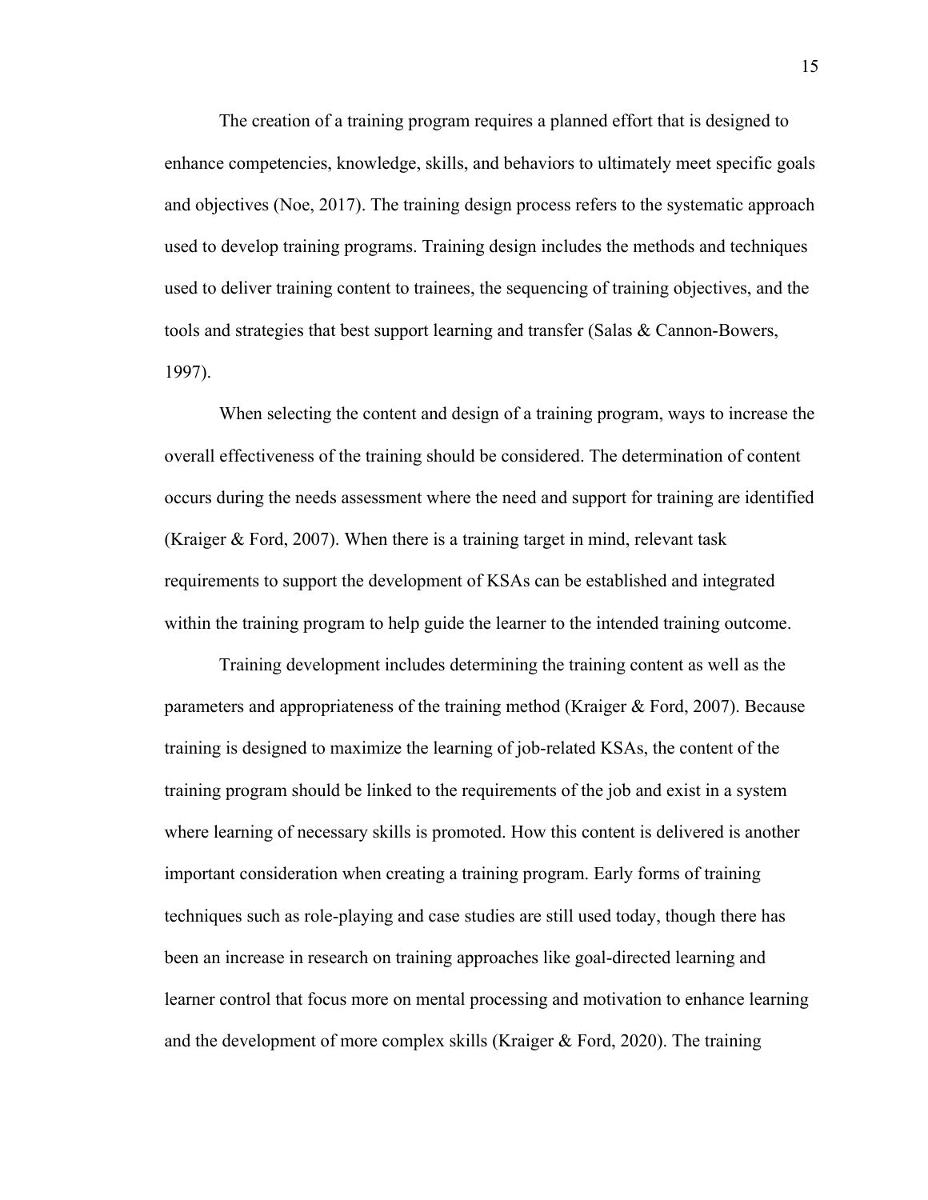The creation of a training program requires a planned effort that is designed to enhance competencies, knowledge, skills, and behaviors to ultimately meet specific goals and objectives (Noe, 2017). The training design process refers to the systematic approach used to develop training programs. Training design includes the methods and techniques used to deliver training content to trainees, the sequencing of training objectives, and the tools and strategies that best support learning and transfer (Salas & Cannon-Bowers, 1997).

When selecting the content and design of a training program, ways to increase the overall effectiveness of the training should be considered. The determination of content occurs during the needs assessment where the need and support for training are identified (Kraiger & Ford, 2007). When there is a training target in mind, relevant task requirements to support the development of KSAs can be established and integrated within the training program to help guide the learner to the intended training outcome.

Training development includes determining the training content as well as the parameters and appropriateness of the training method (Kraiger & Ford, 2007). Because training is designed to maximize the learning of job-related KSAs, the content of the training program should be linked to the requirements of the job and exist in a system where learning of necessary skills is promoted. How this content is delivered is another important consideration when creating a training program. Early forms of training techniques such as role-playing and case studies are still used today, though there has been an increase in research on training approaches like goal-directed learning and learner control that focus more on mental processing and motivation to enhance learning and the development of more complex skills (Kraiger & Ford, 2020). The training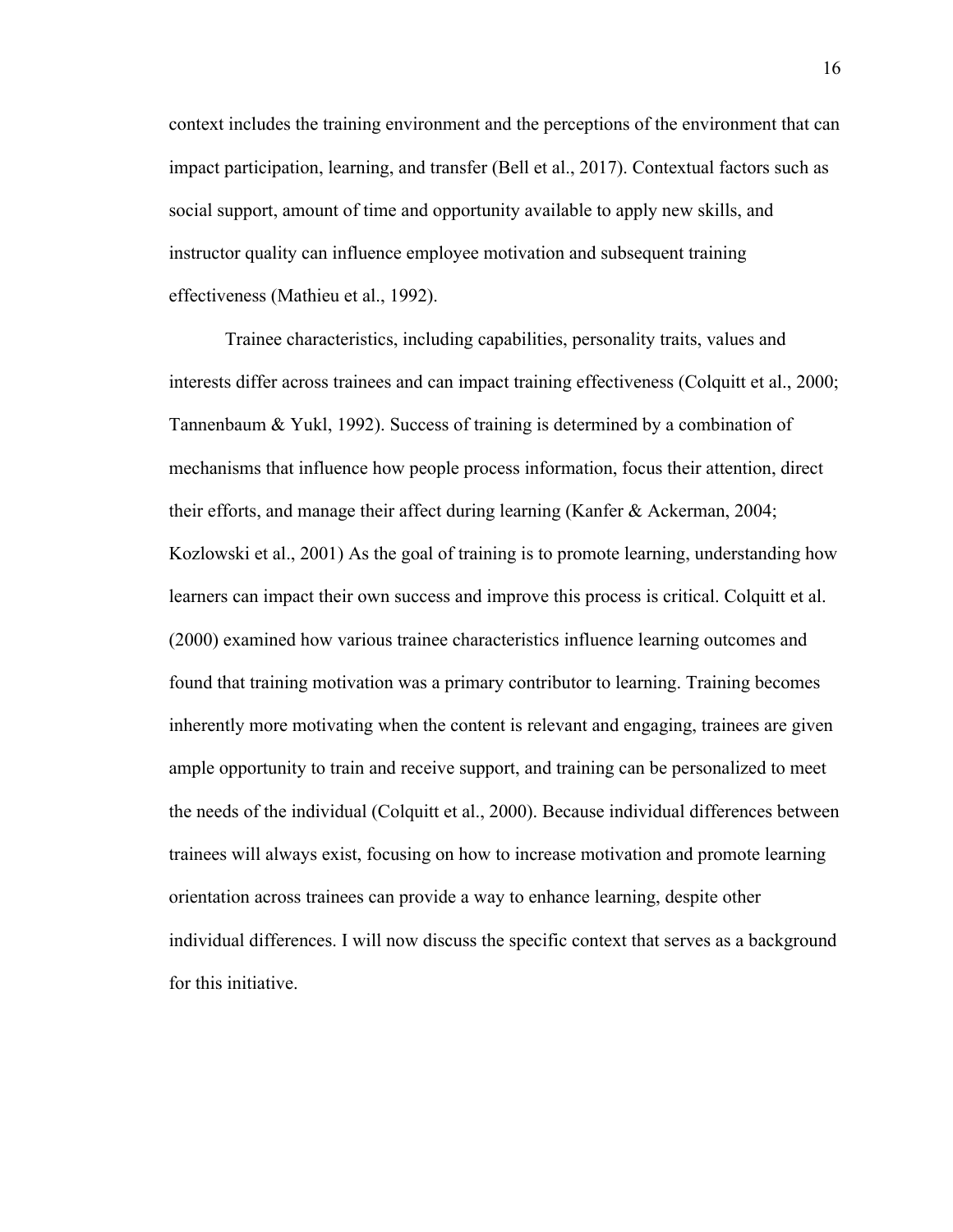context includes the training environment and the perceptions of the environment that can impact participation, learning, and transfer (Bell et al., 2017). Contextual factors such as social support, amount of time and opportunity available to apply new skills, and instructor quality can influence employee motivation and subsequent training effectiveness (Mathieu et al., 1992).

Trainee characteristics, including capabilities, personality traits, values and interests differ across trainees and can impact training effectiveness (Colquitt et al., 2000; Tannenbaum & Yukl, 1992). Success of training is determined by a combination of mechanisms that influence how people process information, focus their attention, direct their efforts, and manage their affect during learning (Kanfer & Ackerman, 2004; Kozlowski et al., 2001) As the goal of training is to promote learning, understanding how learners can impact their own success and improve this process is critical. Colquitt et al. (2000) examined how various trainee characteristics influence learning outcomes and found that training motivation was a primary contributor to learning. Training becomes inherently more motivating when the content is relevant and engaging, trainees are given ample opportunity to train and receive support, and training can be personalized to meet the needs of the individual (Colquitt et al., 2000). Because individual differences between trainees will always exist, focusing on how to increase motivation and promote learning orientation across trainees can provide a way to enhance learning, despite other individual differences. I will now discuss the specific context that serves as a background for this initiative.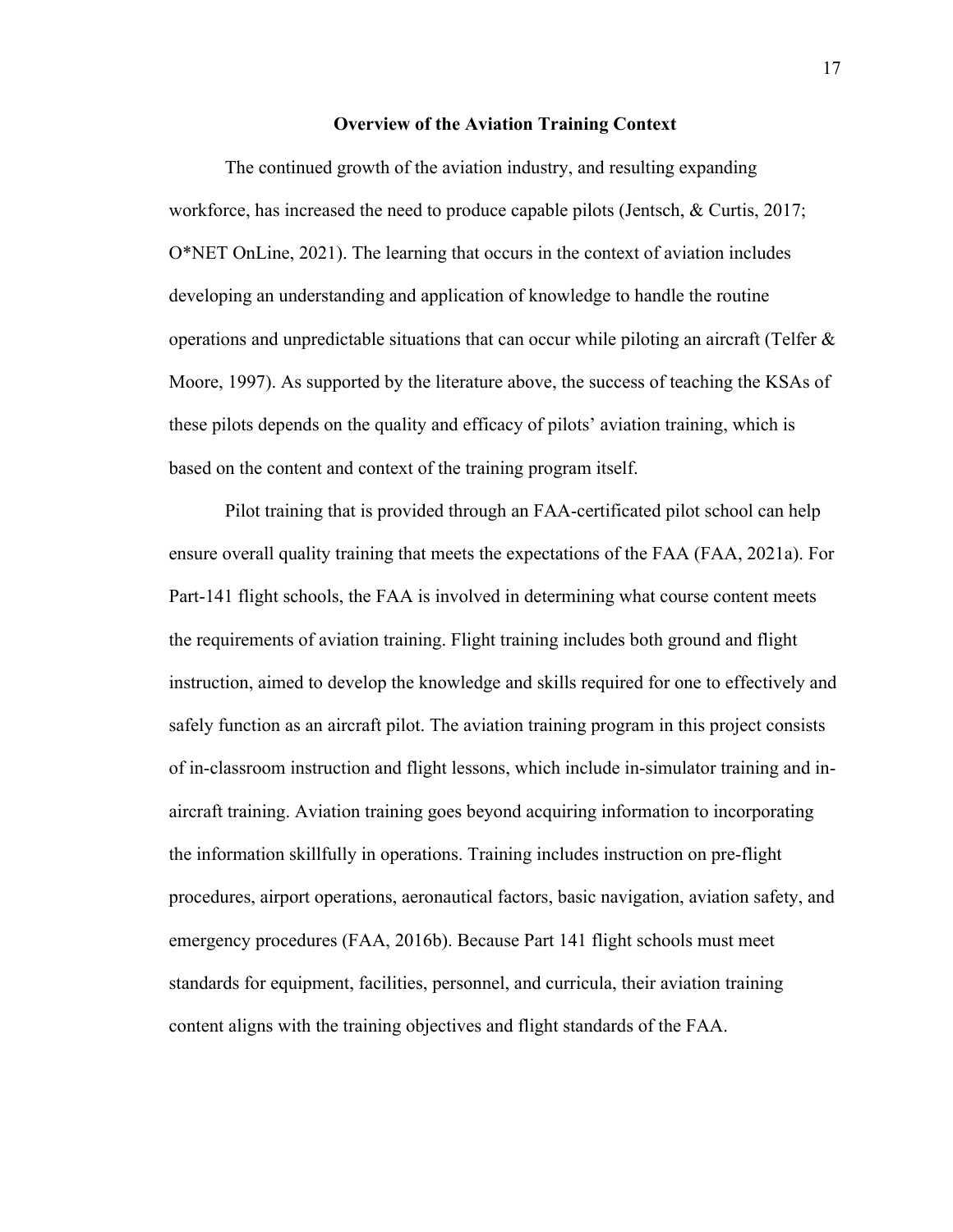## Overview of the Aviation Training Context

The continued growth of the aviation industry, and resulting expanding workforce, has increased the need to produce capable pilots (Jentsch, & Curtis, 2017; O*NET OnLine, 2021). The learning that occurs in the context of aviation includes developing an understanding and application of knowledge to handle the routine operations and unpredictable situations that can occur while piloting an aircraft (Telfer & Moore, 1997). As supported by the literature above, the success of teaching the KSAs of these pilots depends on the quality and efficacy of pilots' aviation training, which is based on the content and context of the training program itself.

Pilot training that is provided through an FAA-certificated pilot school can help ensure overall quality training that meets the expectations of the FAA (FAA, 2021a). For Part-141 flight schools, the FAA is involved in determining what course content meets the requirements of aviation training. Flight training includes both ground and flight instruction, aimed to develop the knowledge and skills required for one to effectively and safely function as an aircraft pilot. The aviation training program in this project consists of in-classroom instruction and flight lessons, which include in-simulator training and in-aircraft training. Aviation training goes beyond acquiring information to incorporating the information skillfully in operations. Training includes instruction on pre-flight procedures, airport operations, aeronautical factors, basic navigation, aviation safety, and emergency procedures (FAA, 2016b). Because Part 141 flight schools must meet standards for equipment, facilities, personnel, and curricula, their aviation training content aligns with the training objectives and flight standards of the FAA.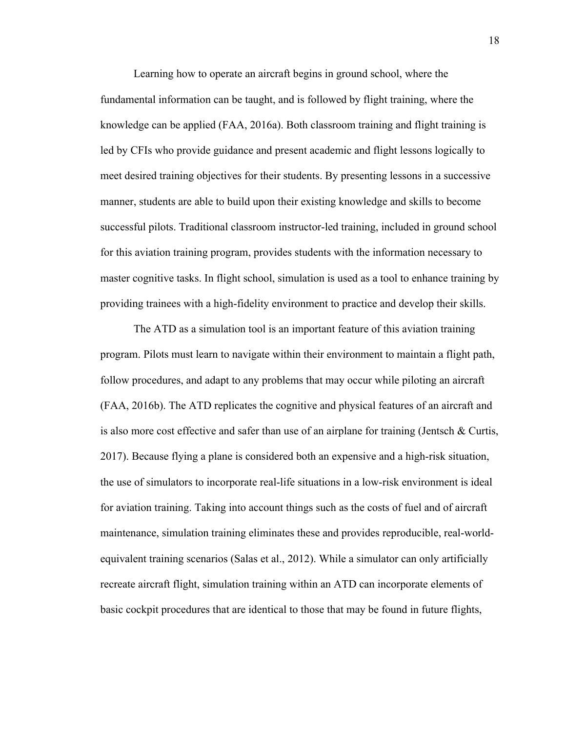Learning how to operate an aircraft begins in ground school, where the fundamental information can be taught, and is followed by flight training, where the knowledge can be applied (FAA, 2016a). Both classroom training and flight training is led by CFIs who provide guidance and present academic and flight lessons logically to meet desired training objectives for their students. By presenting lessons in a successive manner, students are able to build upon their existing knowledge and skills to become successful pilots. Traditional classroom instructor-led training, included in ground school for this aviation training program, provides students with the information necessary to master cognitive tasks. In flight school, simulation is used as a tool to enhance training by providing trainees with a high-fidelity environment to practice and develop their skills.

The ATD as a simulation tool is an important feature of this aviation training program. Pilots must learn to navigate within their environment to maintain a flight path, follow procedures, and adapt to any problems that may occur while piloting an aircraft (FAA, 2016b). The ATD replicates the cognitive and physical features of an aircraft and is also more cost effective and safer than use of an airplane for training (Jentsch & Curtis, 2017). Because flying a plane is considered both an expensive and a high-risk situation, the use of simulators to incorporate real-life situations in a low-risk environment is ideal for aviation training. Taking into account things such as the costs of fuel and of aircraft maintenance, simulation training eliminates these and provides reproducible, real-world-equivalent training scenarios (Salas et al., 2012). While a simulator can only artificially recreate aircraft flight, simulation training within an ATD can incorporate elements of basic cockpit procedures that are identical to those that may be found in future flights,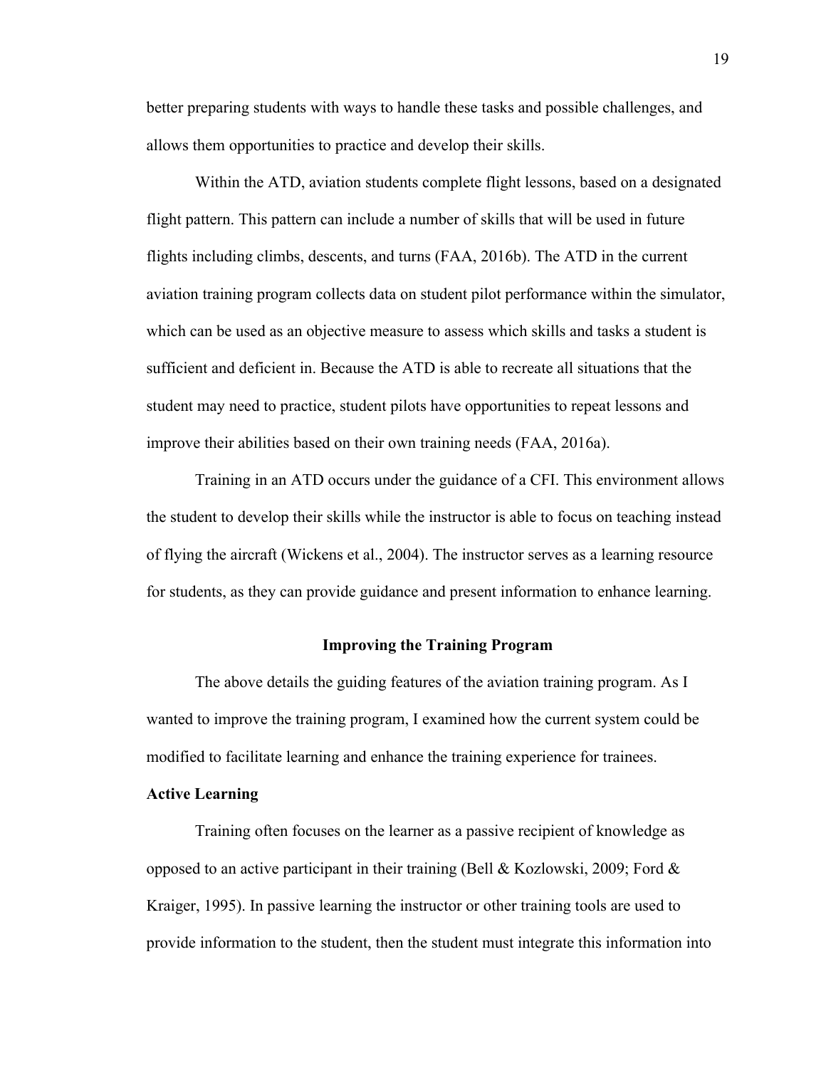better preparing students with ways to handle these tasks and possible challenges, and allows them opportunities to practice and develop their skills.

Within the ATD, aviation students complete flight lessons, based on a designated flight pattern. This pattern can include a number of skills that will be used in future flights including climbs, descents, and turns (FAA, 2016b). The ATD in the current aviation training program collects data on student pilot performance within the simulator, which can be used as an objective measure to assess which skills and tasks a student is sufficient and deficient in. Because the ATD is able to recreate all situations that the student may need to practice, student pilots have opportunities to repeat lessons and improve their abilities based on their own training needs (FAA, 2016a).

Training in an ATD occurs under the guidance of a CFI. This environment allows the student to develop their skills while the instructor is able to focus on teaching instead of flying the aircraft (Wickens et al., 2004). The instructor serves as a learning resource for students, as they can provide guidance and present information to enhance learning.

## Improving the Training Program

The above details the guiding features of the aviation training program. As I wanted to improve the training program, I examined how the current system could be modified to facilitate learning and enhance the training experience for trainees.

### Active Learning

Training often focuses on the learner as a passive recipient of knowledge as opposed to an active participant in their training (Bell & Kozlowski, 2009; Ford & Kraiger, 1995). In passive learning the instructor or other training tools are used to provide information to the student, then the student must integrate this information into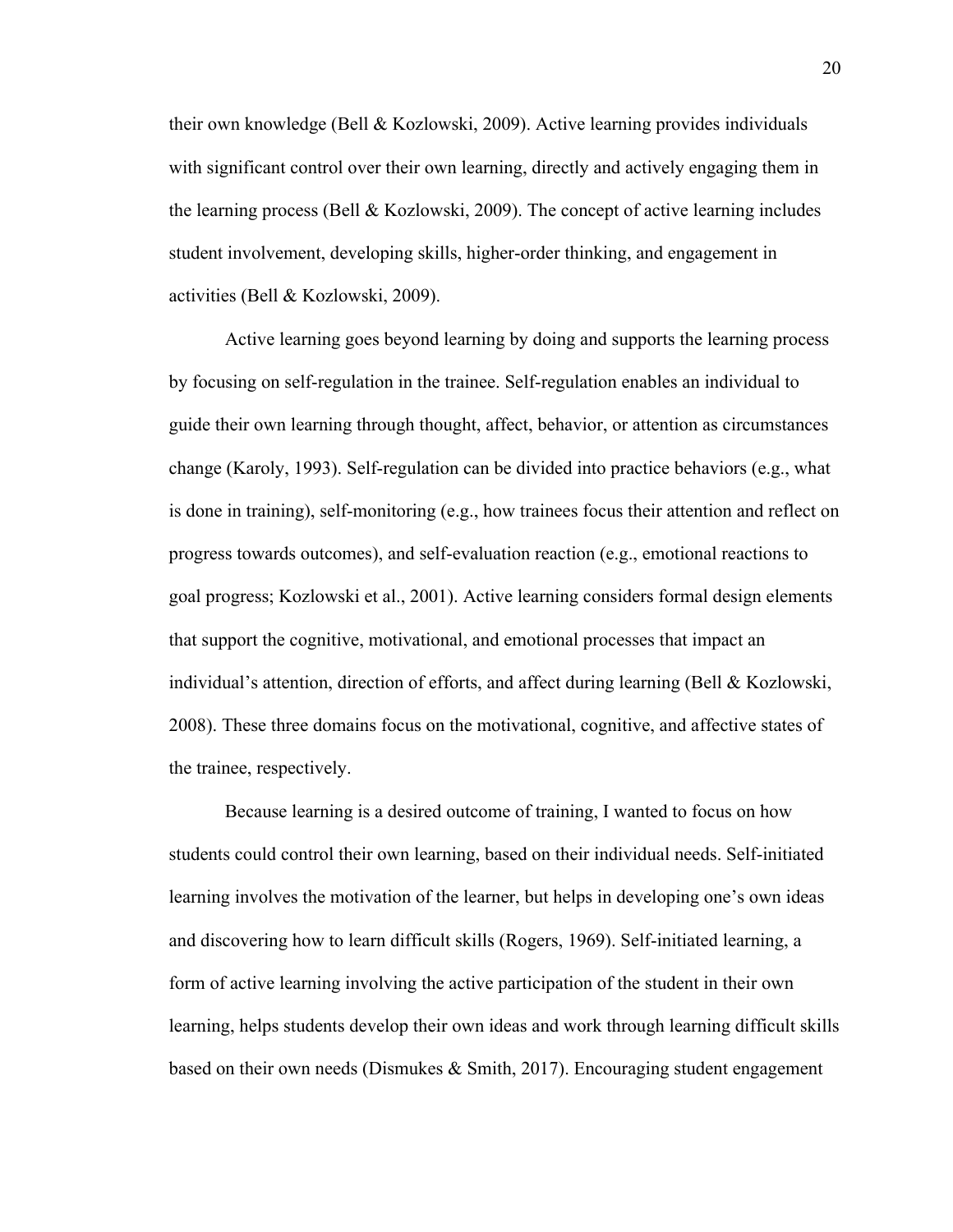their own knowledge (Bell & Kozlowski, 2009). Active learning provides individuals with significant control over their own learning, directly and actively engaging them in the learning process (Bell & Kozlowski, 2009). The concept of active learning includes student involvement, developing skills, higher-order thinking, and engagement in activities (Bell & Kozlowski, 2009).

Active learning goes beyond learning by doing and supports the learning process by focusing on self-regulation in the trainee. Self-regulation enables an individual to guide their own learning through thought, affect, behavior, or attention as circumstances change (Karoly, 1993). Self-regulation can be divided into practice behaviors (e.g., what is done in training), self-monitoring (e.g., how trainees focus their attention and reflect on progress towards outcomes), and self-evaluation reaction (e.g., emotional reactions to goal progress; Kozlowski et al., 2001). Active learning considers formal design elements that support the cognitive, motivational, and emotional processes that impact an individual's attention, direction of efforts, and affect during learning (Bell & Kozlowski, 2008). These three domains focus on the motivational, cognitive, and affective states of the trainee, respectively.

Because learning is a desired outcome of training, I wanted to focus on how students could control their own learning, based on their individual needs. Self-initiated learning involves the motivation of the learner, but helps in developing one's own ideas and discovering how to learn difficult skills (Rogers, 1969). Self-initiated learning, a form of active learning involving the active participation of the student in their own learning, helps students develop their own ideas and work through learning difficult skills based on their own needs (Dismukes & Smith, 2017). Encouraging student engagement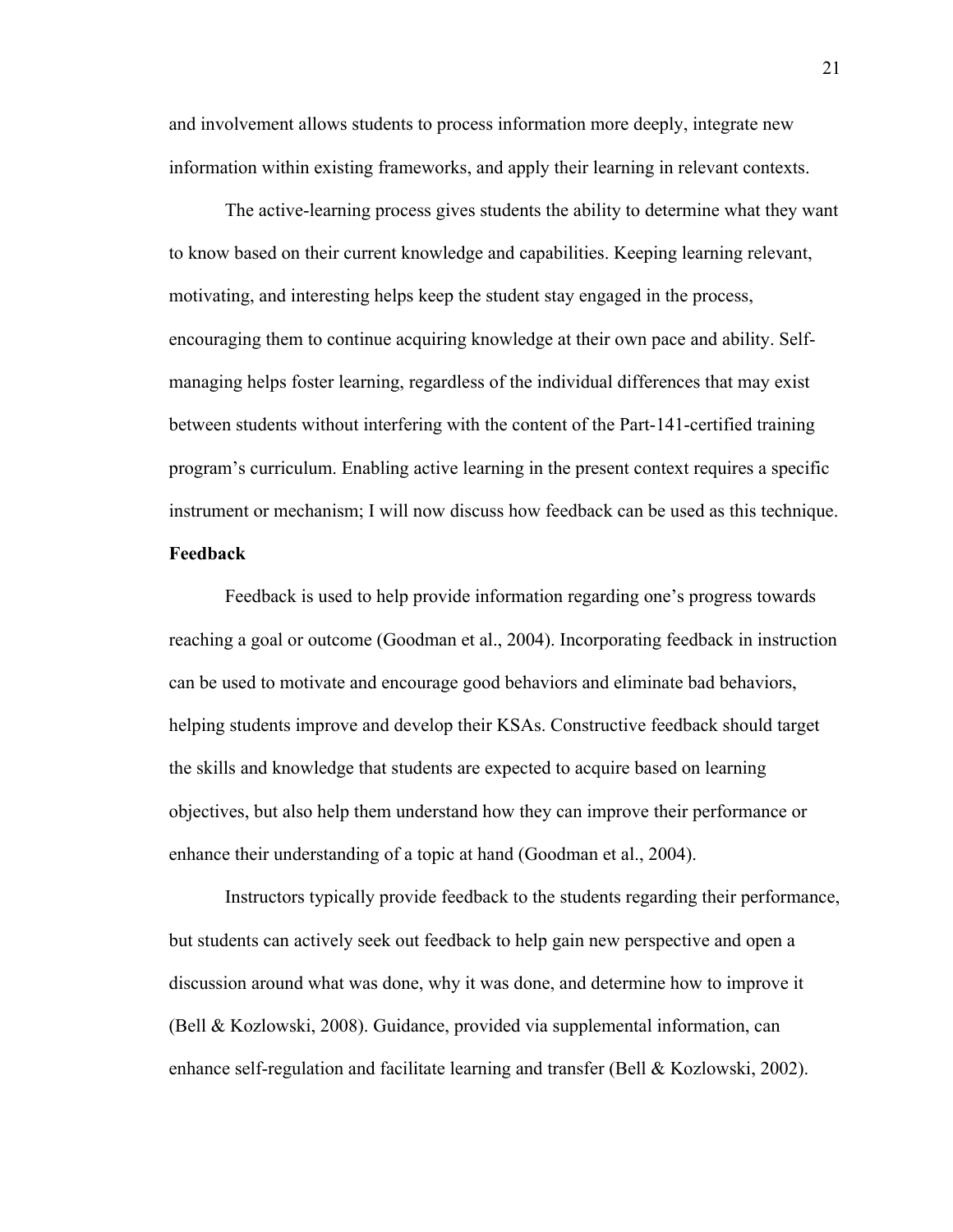and involvement allows students to process information more deeply, integrate new information within existing frameworks, and apply their learning in relevant contexts.

The active-learning process gives students the ability to determine what they want to know based on their current knowledge and capabilities. Keeping learning relevant, motivating, and interesting helps keep the student stay engaged in the process, encouraging them to continue acquiring knowledge at their own pace and ability. Self-managing helps foster learning, regardless of the individual differences that may exist between students without interfering with the content of the Part-141-certified training program's curriculum. Enabling active learning in the present context requires a specific instrument or mechanism; I will now discuss how feedback can be used as this technique.

**Feedback**

Feedback is used to help provide information regarding one's progress towards reaching a goal or outcome (Goodman et al., 2004). Incorporating feedback in instruction can be used to motivate and encourage good behaviors and eliminate bad behaviors, helping students improve and develop their KSAs. Constructive feedback should target the skills and knowledge that students are expected to acquire based on learning objectives, but also help them understand how they can improve their performance or enhance their understanding of a topic at hand (Goodman et al., 2004).

Instructors typically provide feedback to the students regarding their performance, but students can actively seek out feedback to help gain new perspective and open a discussion around what was done, why it was done, and determine how to improve it (Bell & Kozlowski, 2008). Guidance, provided via supplemental information, can enhance self-regulation and facilitate learning and transfer (Bell & Kozlowski, 2002).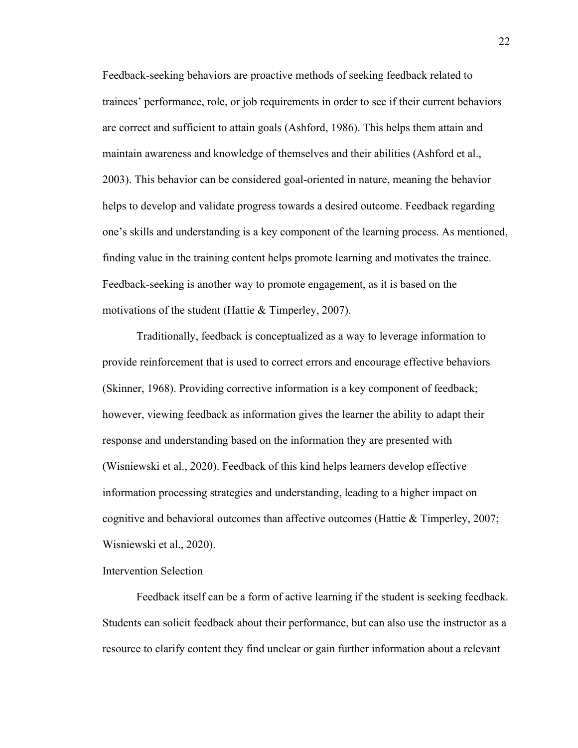Feedback-seeking behaviors are proactive methods of seeking feedback related to trainees' performance, role, or job requirements in order to see if their current behaviors are correct and sufficient to attain goals (Ashford, 1986). This helps them attain and maintain awareness and knowledge of themselves and their abilities (Ashford et al., 2003). This behavior can be considered goal-oriented in nature, meaning the behavior helps to develop and validate progress towards a desired outcome. Feedback regarding one's skills and understanding is a key component of the learning process. As mentioned, finding value in the training content helps promote learning and motivates the trainee. Feedback-seeking is another way to promote engagement, as it is based on the motivations of the student (Hattie & Timperley, 2007).

Traditionally, feedback is conceptualized as a way to leverage information to provide reinforcement that is used to correct errors and encourage effective behaviors (Skinner, 1968). Providing corrective information is a key component of feedback; however, viewing feedback as information gives the learner the ability to adapt their response and understanding based on the information they are presented with (Wisniewski et al., 2020). Feedback of this kind helps learners develop effective information processing strategies and understanding, leading to a higher impact on cognitive and behavioral outcomes than affective outcomes (Hattie & Timperley, 2007; Wisniewski et al., 2020).

## Intervention Selection

Feedback itself can be a form of active learning if the student is seeking feedback. Students can solicit feedback about their performance, but can also use the instructor as a resource to clarify content they find unclear or gain further information about a relevant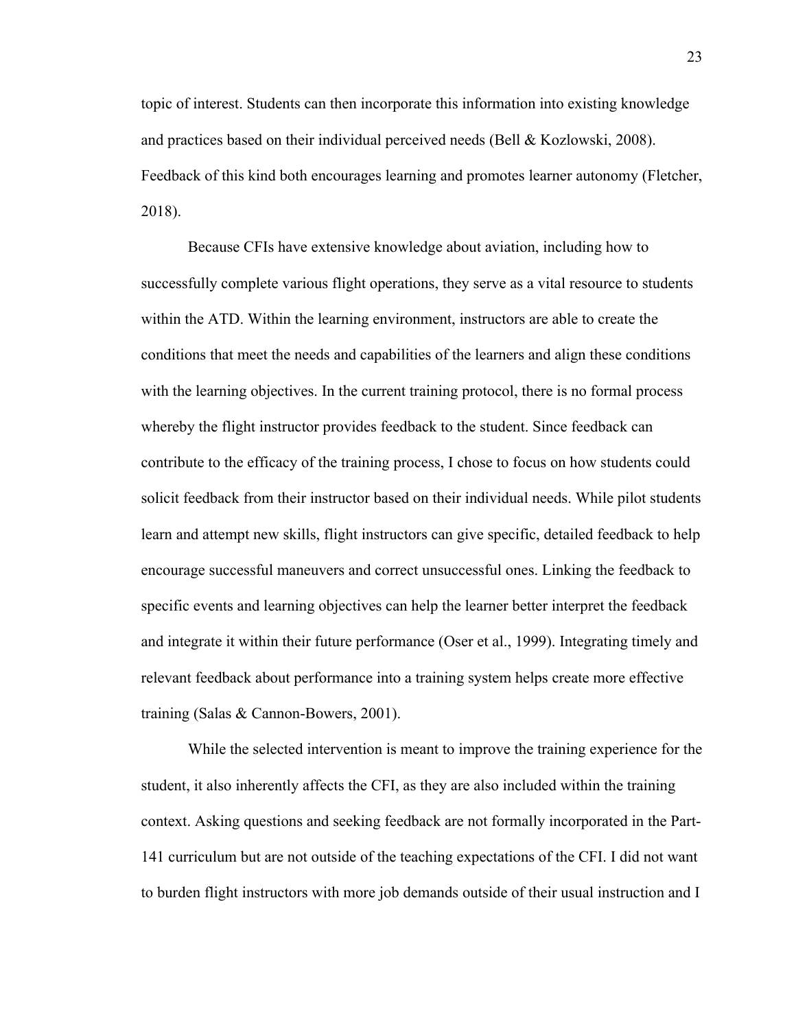topic of interest. Students can then incorporate this information into existing knowledge and practices based on their individual perceived needs (Bell & Kozlowski, 2008). Feedback of this kind both encourages learning and promotes learner autonomy (Fletcher, 2018).

Because CFIs have extensive knowledge about aviation, including how to successfully complete various flight operations, they serve as a vital resource to students within the ATD. Within the learning environment, instructors are able to create the conditions that meet the needs and capabilities of the learners and align these conditions with the learning objectives. In the current training protocol, there is no formal process whereby the flight instructor provides feedback to the student. Since feedback can contribute to the efficacy of the training process, I chose to focus on how students could solicit feedback from their instructor based on their individual needs. While pilot students learn and attempt new skills, flight instructors can give specific, detailed feedback to help encourage successful maneuvers and correct unsuccessful ones. Linking the feedback to specific events and learning objectives can help the learner better interpret the feedback and integrate it within their future performance (Oser et al., 1999). Integrating timely and relevant feedback about performance into a training system helps create more effective training (Salas & Cannon-Bowers, 2001).

While the selected intervention is meant to improve the training experience for the student, it also inherently affects the CFI, as they are also included within the training context. Asking questions and seeking feedback are not formally incorporated in the Part-141 curriculum but are not outside of the teaching expectations of the CFI. I did not want to burden flight instructors with more job demands outside of their usual instruction and I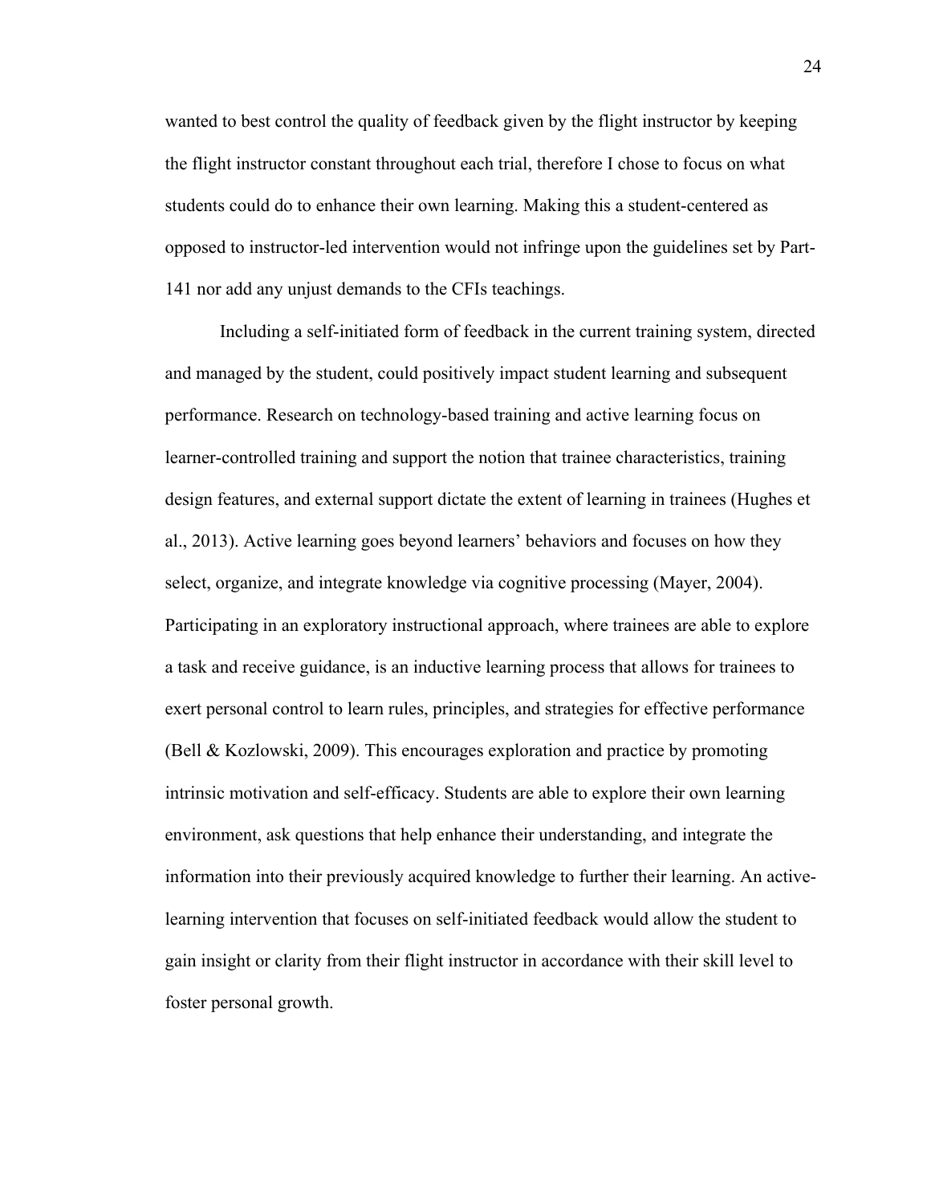wanted to best control the quality of feedback given by the flight instructor by keeping the flight instructor constant throughout each trial, therefore I chose to focus on what students could do to enhance their own learning. Making this a student-centered as opposed to instructor-led intervention would not infringe upon the guidelines set by Part-141 nor add any unjust demands to the CFIs teachings.

Including a self-initiated form of feedback in the current training system, directed and managed by the student, could positively impact student learning and subsequent performance. Research on technology-based training and active learning focus on learner-controlled training and support the notion that trainee characteristics, training design features, and external support dictate the extent of learning in trainees (Hughes et al., 2013). Active learning goes beyond learners' behaviors and focuses on how they select, organize, and integrate knowledge via cognitive processing (Mayer, 2004). Participating in an exploratory instructional approach, where trainees are able to explore a task and receive guidance, is an inductive learning process that allows for trainees to exert personal control to learn rules, principles, and strategies for effective performance (Bell & Kozlowski, 2009). This encourages exploration and practice by promoting intrinsic motivation and self-efficacy. Students are able to explore their own learning environment, ask questions that help enhance their understanding, and integrate the information into their previously acquired knowledge to further their learning. An active-learning intervention that focuses on self-initiated feedback would allow the student to gain insight or clarity from their flight instructor in accordance with their skill level to foster personal growth.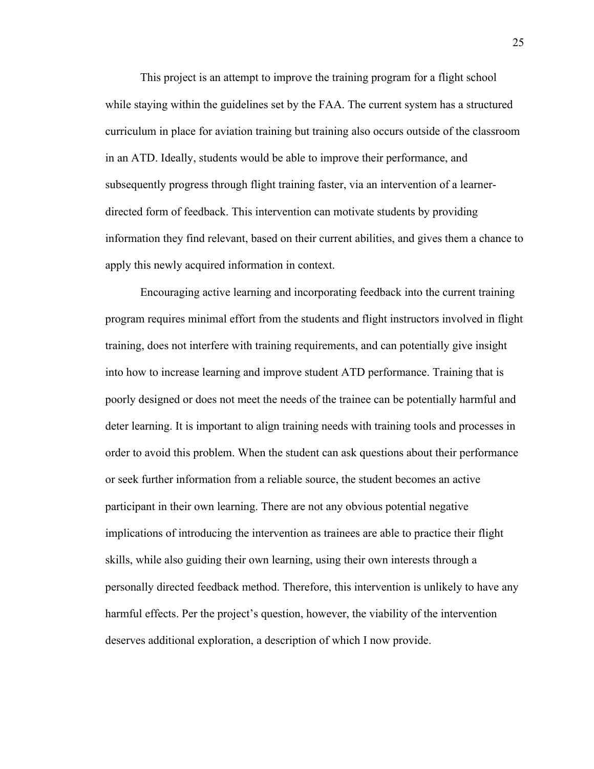This project is an attempt to improve the training program for a flight school while staying within the guidelines set by the FAA. The current system has a structured curriculum in place for aviation training but training also occurs outside of the classroom in an ATD. Ideally, students would be able to improve their performance, and subsequently progress through flight training faster, via an intervention of a learner-directed form of feedback. This intervention can motivate students by providing information they find relevant, based on their current abilities, and gives them a chance to apply this newly acquired information in context.

Encouraging active learning and incorporating feedback into the current training program requires minimal effort from the students and flight instructors involved in flight training, does not interfere with training requirements, and can potentially give insight into how to increase learning and improve student ATD performance. Training that is poorly designed or does not meet the needs of the trainee can be potentially harmful and deter learning. It is important to align training needs with training tools and processes in order to avoid this problem. When the student can ask questions about their performance or seek further information from a reliable source, the student becomes an active participant in their own learning. There are not any obvious potential negative implications of introducing the intervention as trainees are able to practice their flight skills, while also guiding their own learning, using their own interests through a personally directed feedback method. Therefore, this intervention is unlikely to have any harmful effects. Per the project's question, however, the viability of the intervention deserves additional exploration, a description of which I now provide.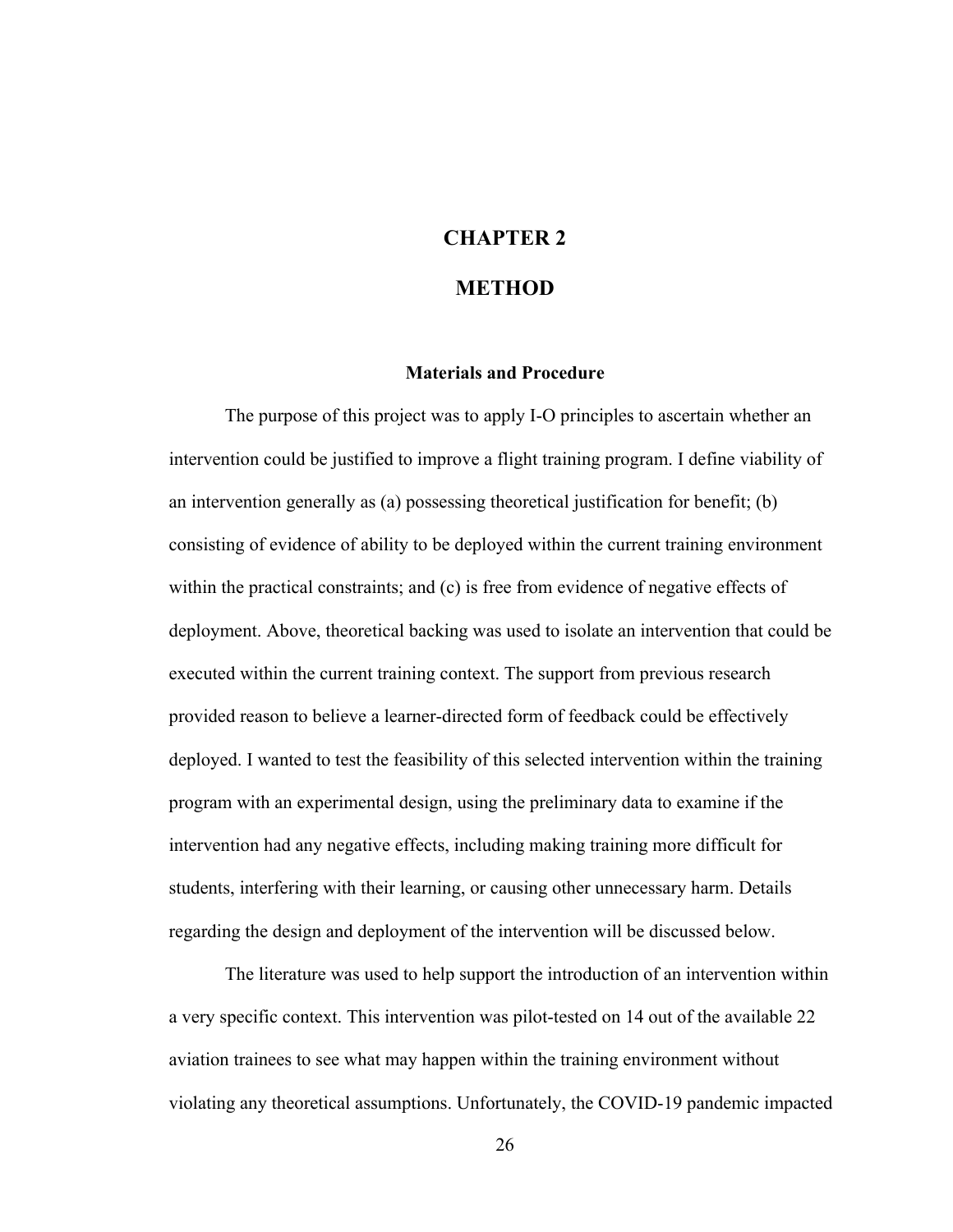# CHAPTER 2

# METHOD

### Materials and Procedure

The purpose of this project was to apply I-O principles to ascertain whether an intervention could be justified to improve a flight training program. I define viability of an intervention generally as (a) possessing theoretical justification for benefit; (b) consisting of evidence of ability to be deployed within the current training environment within the practical constraints; and (c) is free from evidence of negative effects of deployment. Above, theoretical backing was used to isolate an intervention that could be executed within the current training context. The support from previous research provided reason to believe a learner-directed form of feedback could be effectively deployed. I wanted to test the feasibility of this selected intervention within the training program with an experimental design, using the preliminary data to examine if the intervention had any negative effects, including making training more difficult for students, interfering with their learning, or causing other unnecessary harm. Details regarding the design and deployment of the intervention will be discussed below.

The literature was used to help support the introduction of an intervention within a very specific context. This intervention was pilot-tested on 14 out of the available 22 aviation trainees to see what may happen within the training environment without violating any theoretical assumptions. Unfortunately, the COVID-19 pandemic impacted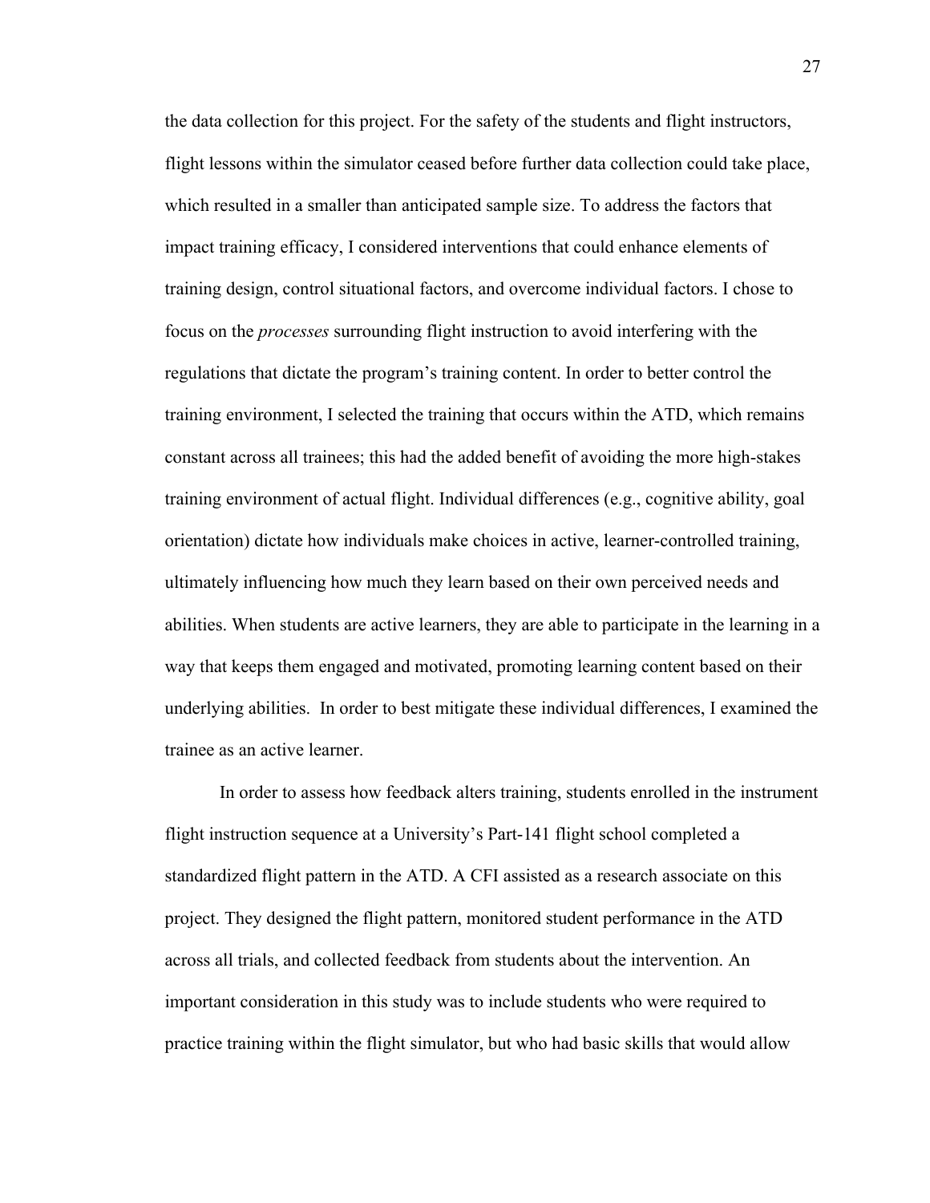the data collection for this project. For the safety of the students and flight instructors, flight lessons within the simulator ceased before further data collection could take place, which resulted in a smaller than anticipated sample size. To address the factors that impact training efficacy, I considered interventions that could enhance elements of training design, control situational factors, and overcome individual factors. I chose to focus on the *processes* surrounding flight instruction to avoid interfering with the regulations that dictate the program's training content. In order to better control the training environment, I selected the training that occurs within the ATD, which remains constant across all trainees; this had the added benefit of avoiding the more high-stakes training environment of actual flight. Individual differences (e.g., cognitive ability, goal orientation) dictate how individuals make choices in active, learner-controlled training, ultimately influencing how much they learn based on their own perceived needs and abilities. When students are active learners, they are able to participate in the learning in a way that keeps them engaged and motivated, promoting learning content based on their underlying abilities. In order to best mitigate these individual differences, I examined the trainee as an active learner.

In order to assess how feedback alters training, students enrolled in the instrument flight instruction sequence at a University's Part-141 flight school completed a standardized flight pattern in the ATD. A CFI assisted as a research associate on this project. They designed the flight pattern, monitored student performance in the ATD across all trials, and collected feedback from students about the intervention. An important consideration in this study was to include students who were required to practice training within the flight simulator, but who had basic skills that would allow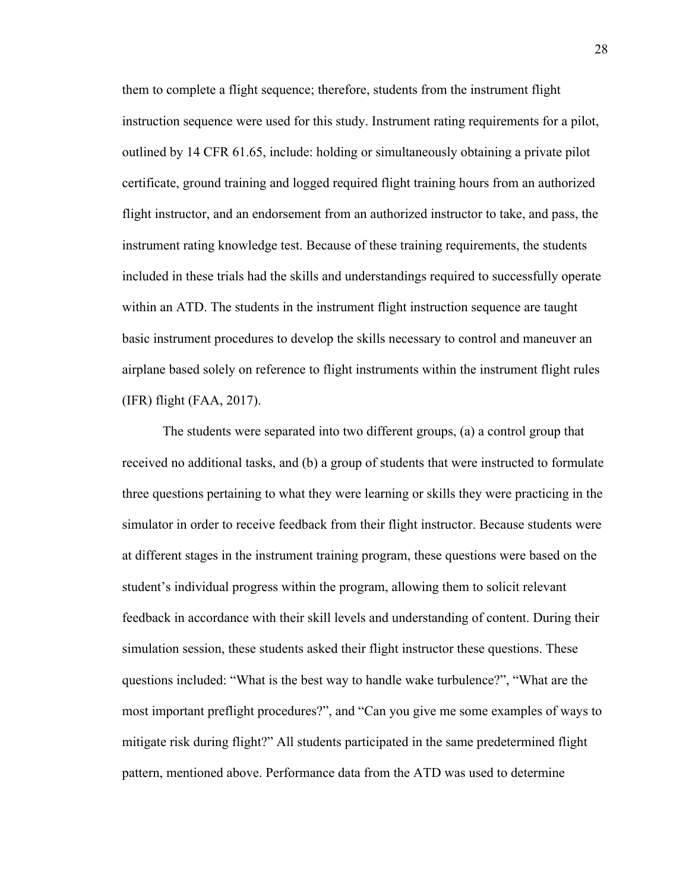them to complete a flight sequence; therefore, students from the instrument flight instruction sequence were used for this study. Instrument rating requirements for a pilot, outlined by 14 CFR 61.65, include: holding or simultaneously obtaining a private pilot certificate, ground training and logged required flight training hours from an authorized flight instructor, and an endorsement from an authorized instructor to take, and pass, the instrument rating knowledge test. Because of these training requirements, the students included in these trials had the skills and understandings required to successfully operate within an ATD. The students in the instrument flight instruction sequence are taught basic instrument procedures to develop the skills necessary to control and maneuver an airplane based solely on reference to flight instruments within the instrument flight rules (IFR) flight (FAA, 2017).

The students were separated into two different groups, (a) a control group that received no additional tasks, and (b) a group of students that were instructed to formulate three questions pertaining to what they were learning or skills they were practicing in the simulator in order to receive feedback from their flight instructor. Because students were at different stages in the instrument training program, these questions were based on the student's individual progress within the program, allowing them to solicit relevant feedback in accordance with their skill levels and understanding of content. During their simulation session, these students asked their flight instructor these questions. These questions included: "What is the best way to handle wake turbulence?", "What are the most important preflight procedures?", and "Can you give me some examples of ways to mitigate risk during flight?" All students participated in the same predetermined flight pattern, mentioned above. Performance data from the ATD was used to determine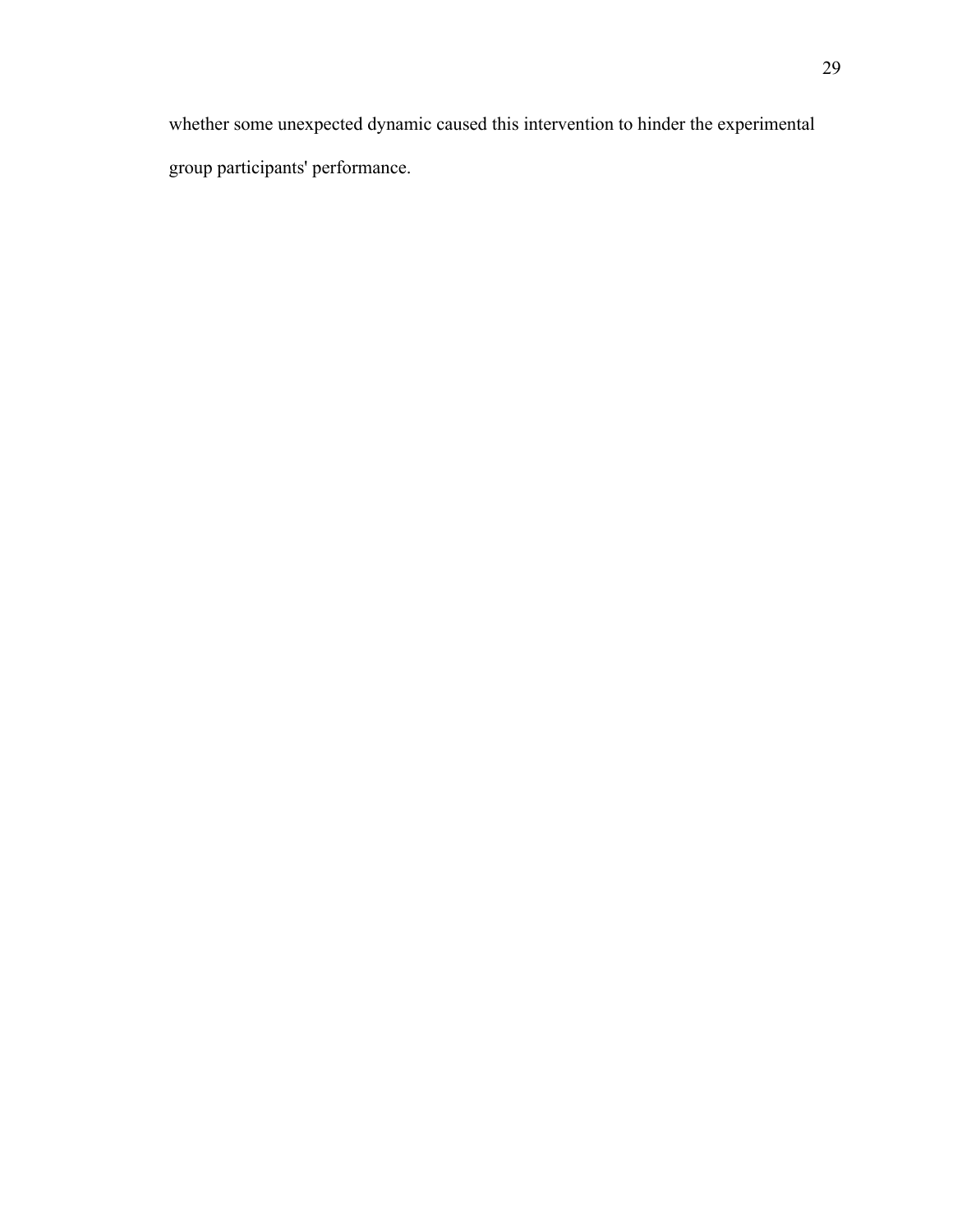whether some unexpected dynamic caused this intervention to hinder the experimental group participants' performance.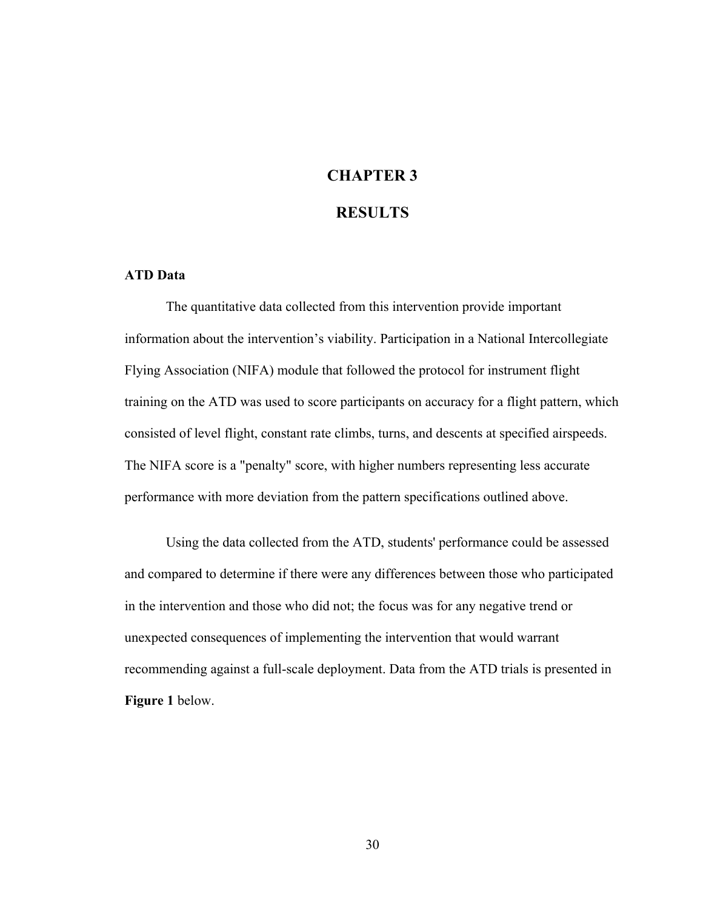# CHAPTER 3

# RESULTS

### ATD Data

The quantitative data collected from this intervention provide important information about the intervention's viability. Participation in a National Intercollegiate Flying Association (NIFA) module that followed the protocol for instrument flight training on the ATD was used to score participants on accuracy for a flight pattern, which consisted of level flight, constant rate climbs, turns, and descents at specified airspeeds. The NIFA score is a "penalty" score, with higher numbers representing less accurate performance with more deviation from the pattern specifications outlined above.

Using the data collected from the ATD, students' performance could be assessed and compared to determine if there were any differences between those who participated in the intervention and those who did not; the focus was for any negative trend or unexpected consequences of implementing the intervention that would warrant recommending against a full-scale deployment. Data from the ATD trials is presented in **Figure 1** below.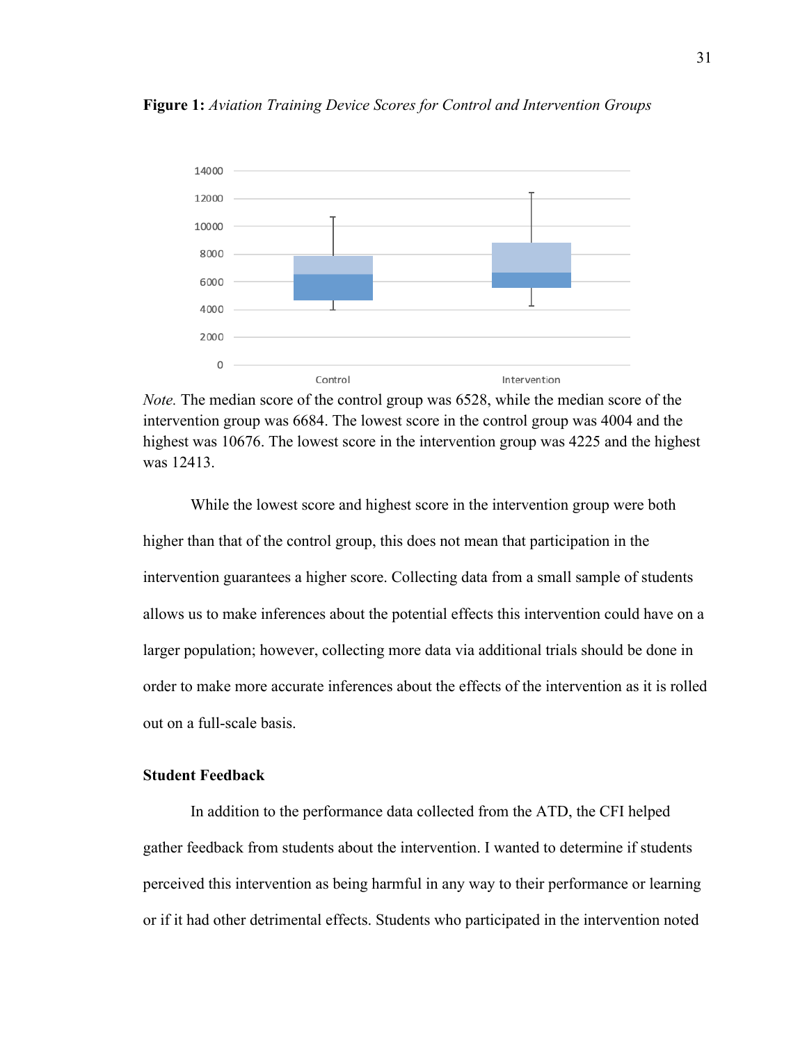**Figure 1:** *Aviation Training Device Scores for Control and Intervention Groups*

*Note.* The median score of the control group was 6528, while the median score of the intervention group was 6684. The lowest score in the control group was 4004 and the highest was 10676. The lowest score in the intervention group was 4225 and the highest was 12413.

While the lowest score and highest score in the intervention group were both higher than that of the control group, this does not mean that participation in the intervention guarantees a higher score. Collecting data from a small sample of students allows us to make inferences about the potential effects this intervention could have on a larger population; however, collecting more data via additional trials should be done in order to make more accurate inferences about the effects of the intervention as it is rolled out on a full-scale basis.

**Student Feedback**

In addition to the performance data collected from the ATD, the CFI helped gather feedback from students about the intervention. I wanted to determine if students perceived this intervention as being harmful in any way to their performance or learning or if it had other detrimental effects. Students who participated in the intervention noted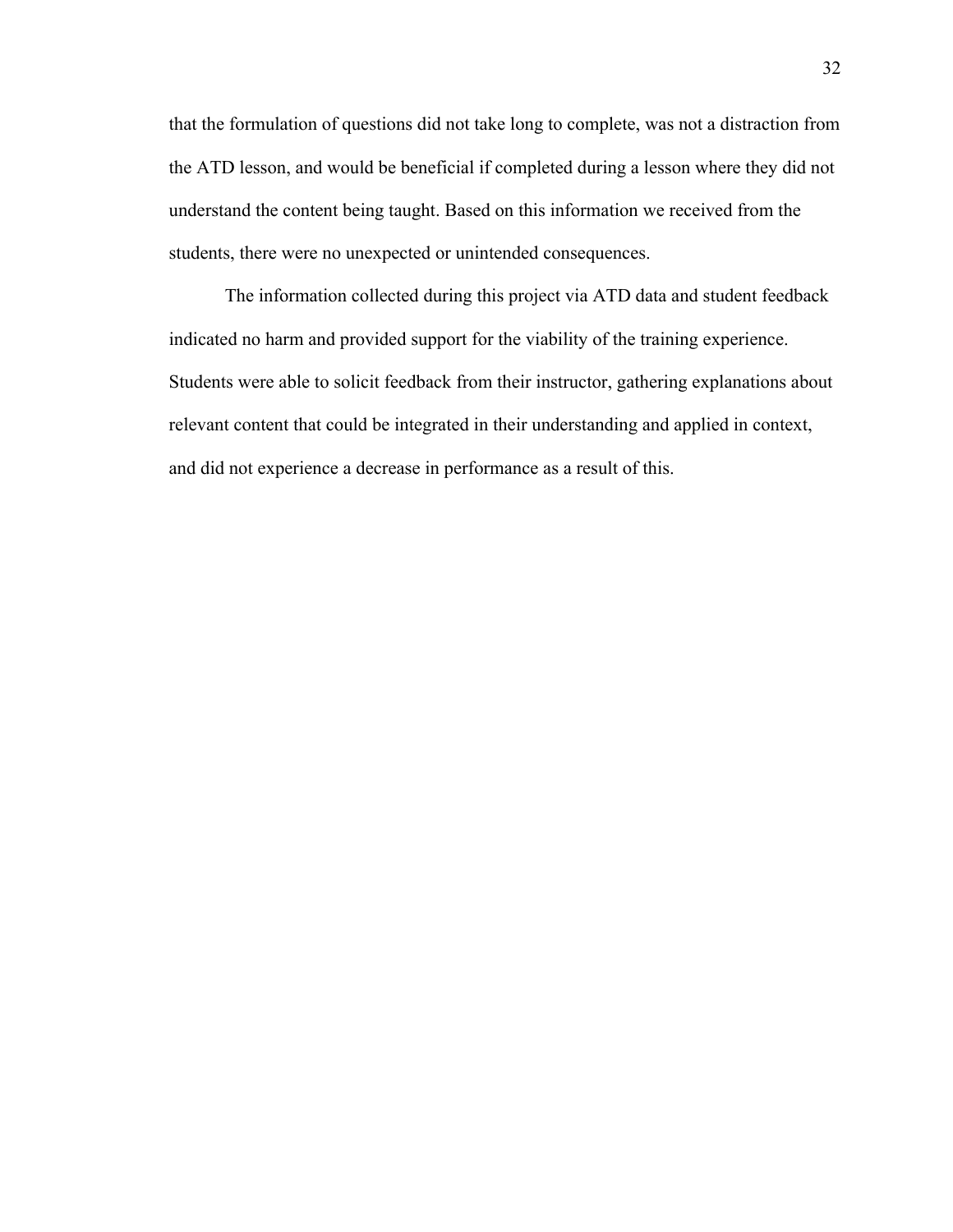that the formulation of questions did not take long to complete, was not a distraction from the ATD lesson, and would be beneficial if completed during a lesson where they did not understand the content being taught. Based on this information we received from the students, there were no unexpected or unintended consequences.

The information collected during this project via ATD data and student feedback indicated no harm and provided support for the viability of the training experience. Students were able to solicit feedback from their instructor, gathering explanations about relevant content that could be integrated in their understanding and applied in context, and did not experience a decrease in performance as a result of this.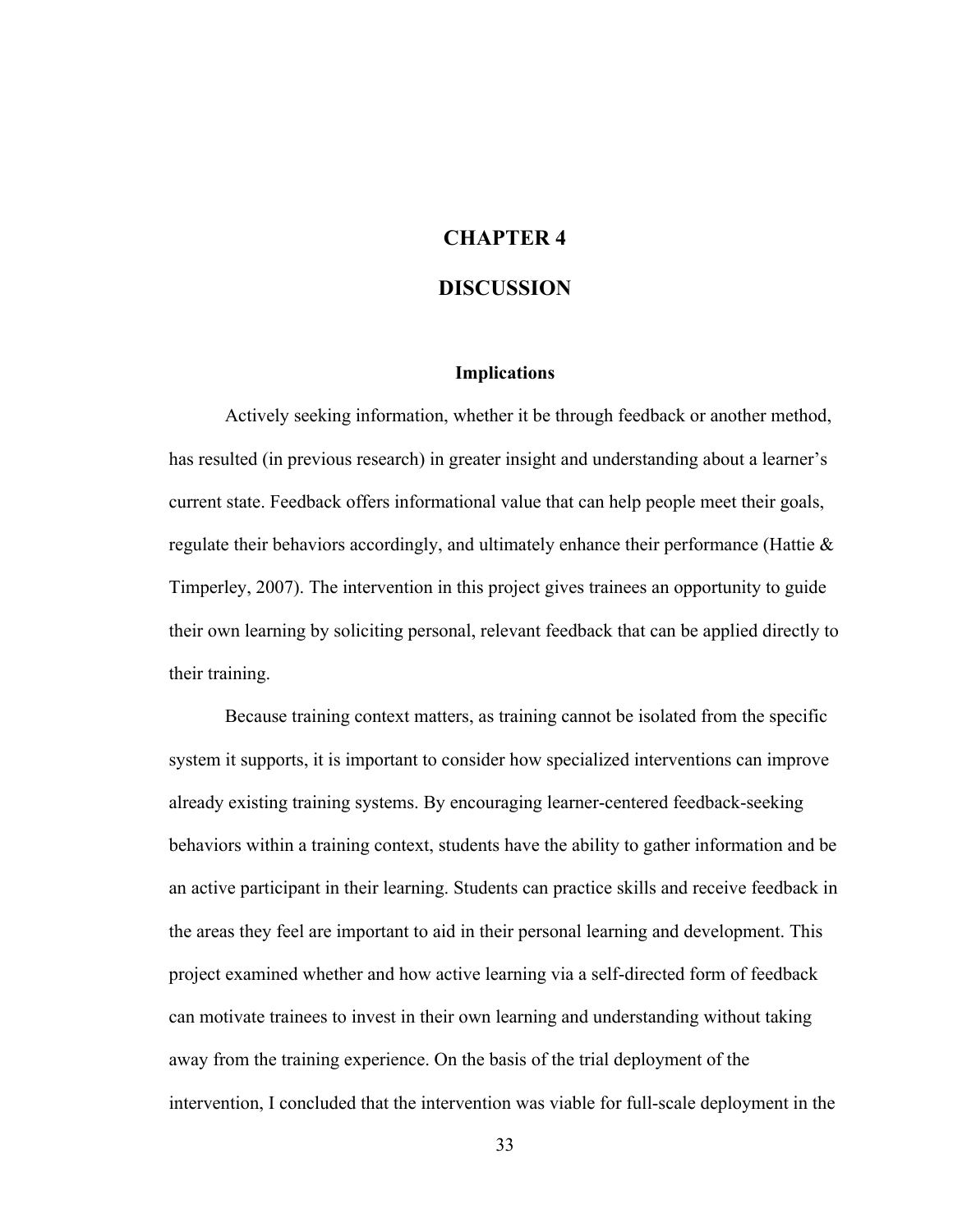# CHAPTER 4

# DISCUSSION

## Implications

Actively seeking information, whether it be through feedback or another method, has resulted (in previous research) in greater insight and understanding about a learner's current state. Feedback offers informational value that can help people meet their goals, regulate their behaviors accordingly, and ultimately enhance their performance (Hattie & Timperley, 2007). The intervention in this project gives trainees an opportunity to guide their own learning by soliciting personal, relevant feedback that can be applied directly to their training.

Because training context matters, as training cannot be isolated from the specific system it supports, it is important to consider how specialized interventions can improve already existing training systems. By encouraging learner-centered feedback-seeking behaviors within a training context, students have the ability to gather information and be an active participant in their learning. Students can practice skills and receive feedback in the areas they feel are important to aid in their personal learning and development. This project examined whether and how active learning via a self-directed form of feedback can motivate trainees to invest in their own learning and understanding without taking away from the training experience. On the basis of the trial deployment of the intervention, I concluded that the intervention was viable for full-scale deployment in the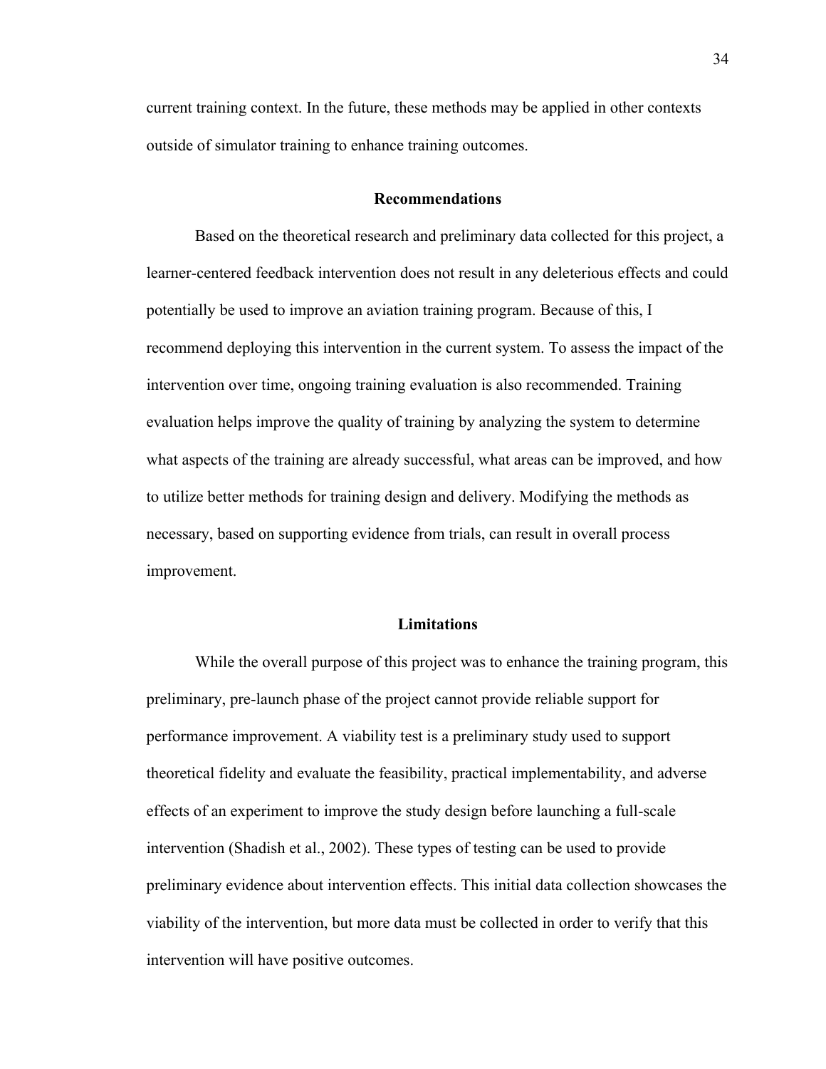current training context. In the future, these methods may be applied in other contexts outside of simulator training to enhance training outcomes.

## Recommendations

Based on the theoretical research and preliminary data collected for this project, a learner-centered feedback intervention does not result in any deleterious effects and could potentially be used to improve an aviation training program. Because of this, I recommend deploying this intervention in the current system. To assess the impact of the intervention over time, ongoing training evaluation is also recommended. Training evaluation helps improve the quality of training by analyzing the system to determine what aspects of the training are already successful, what areas can be improved, and how to utilize better methods for training design and delivery. Modifying the methods as necessary, based on supporting evidence from trials, can result in overall process improvement.

## Limitations

While the overall purpose of this project was to enhance the training program, this preliminary, pre-launch phase of the project cannot provide reliable support for performance improvement. A viability test is a preliminary study used to support theoretical fidelity and evaluate the feasibility, practical implementability, and adverse effects of an experiment to improve the study design before launching a full-scale intervention (Shadish et al., 2002). These types of testing can be used to provide preliminary evidence about intervention effects. This initial data collection showcases the viability of the intervention, but more data must be collected in order to verify that this intervention will have positive outcomes.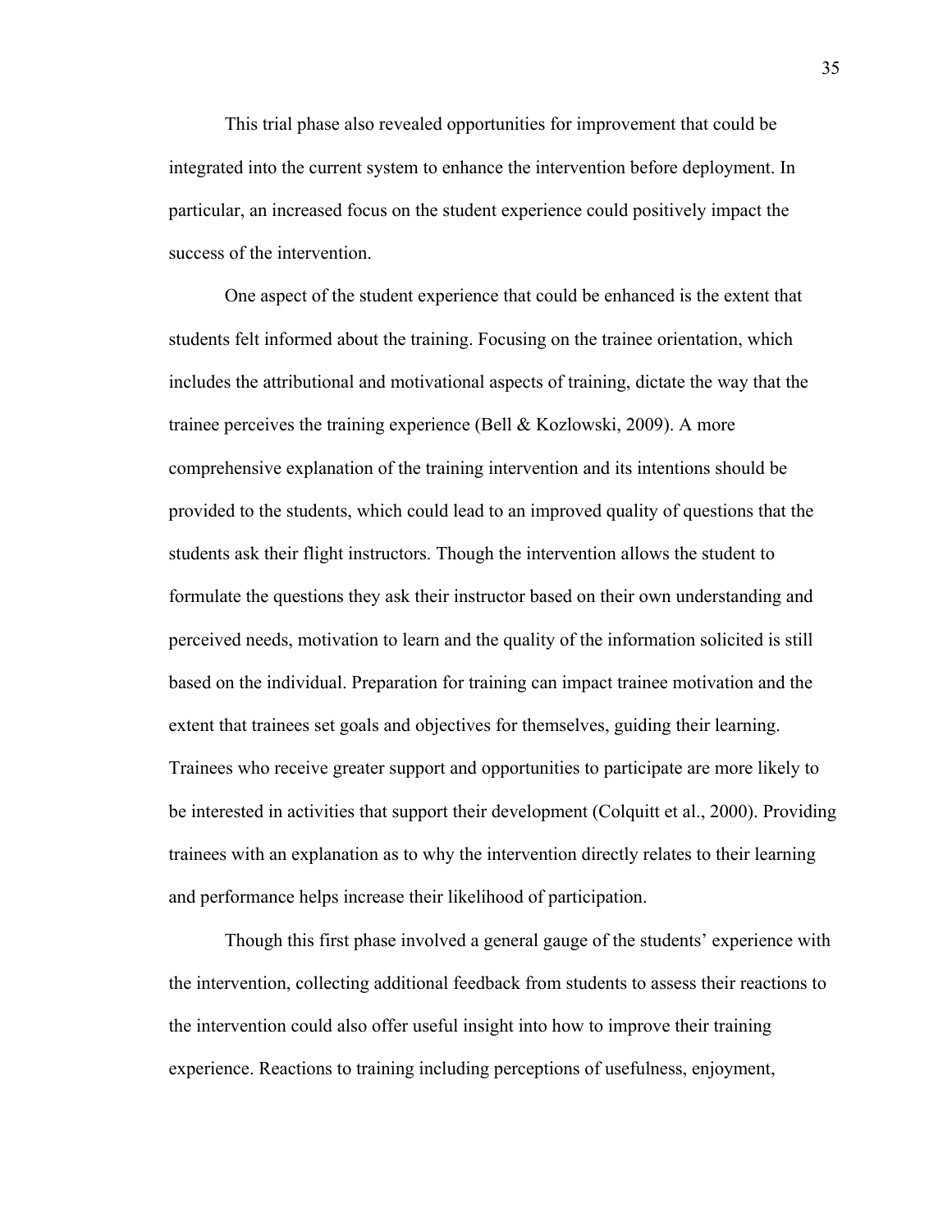This trial phase also revealed opportunities for improvement that could be integrated into the current system to enhance the intervention before deployment. In particular, an increased focus on the student experience could positively impact the success of the intervention.

One aspect of the student experience that could be enhanced is the extent that students felt informed about the training. Focusing on the trainee orientation, which includes the attributional and motivational aspects of training, dictate the way that the trainee perceives the training experience (Bell & Kozlowski, 2009). A more comprehensive explanation of the training intervention and its intentions should be provided to the students, which could lead to an improved quality of questions that the students ask their flight instructors. Though the intervention allows the student to formulate the questions they ask their instructor based on their own understanding and perceived needs, motivation to learn and the quality of the information solicited is still based on the individual. Preparation for training can impact trainee motivation and the extent that trainees set goals and objectives for themselves, guiding their learning. Trainees who receive greater support and opportunities to participate are more likely to be interested in activities that support their development (Colquitt et al., 2000). Providing trainees with an explanation as to why the intervention directly relates to their learning and performance helps increase their likelihood of participation.

Though this first phase involved a general gauge of the students' experience with the intervention, collecting additional feedback from students to assess their reactions to the intervention could also offer useful insight into how to improve their training experience. Reactions to training including perceptions of usefulness, enjoyment,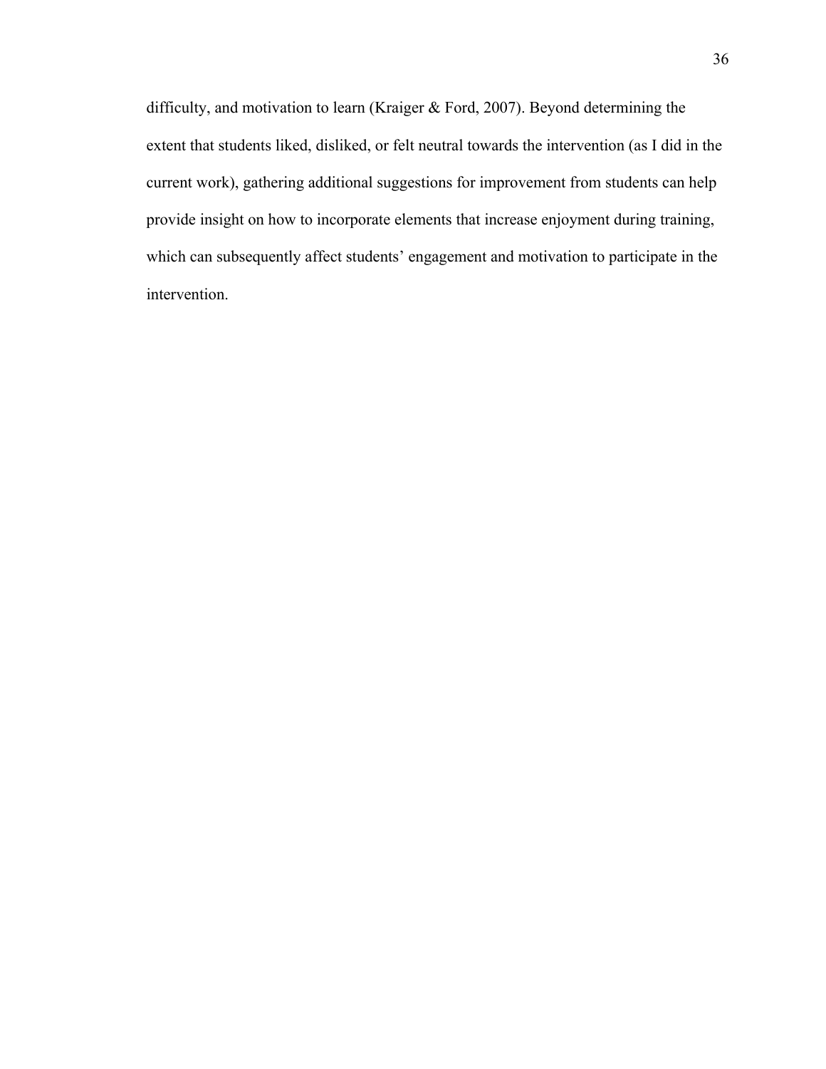difficulty, and motivation to learn (Kraiger & Ford, 2007). Beyond determining the extent that students liked, disliked, or felt neutral towards the intervention (as I did in the current work), gathering additional suggestions for improvement from students can help provide insight on how to incorporate elements that increase enjoyment during training, which can subsequently affect students' engagement and motivation to participate in the intervention.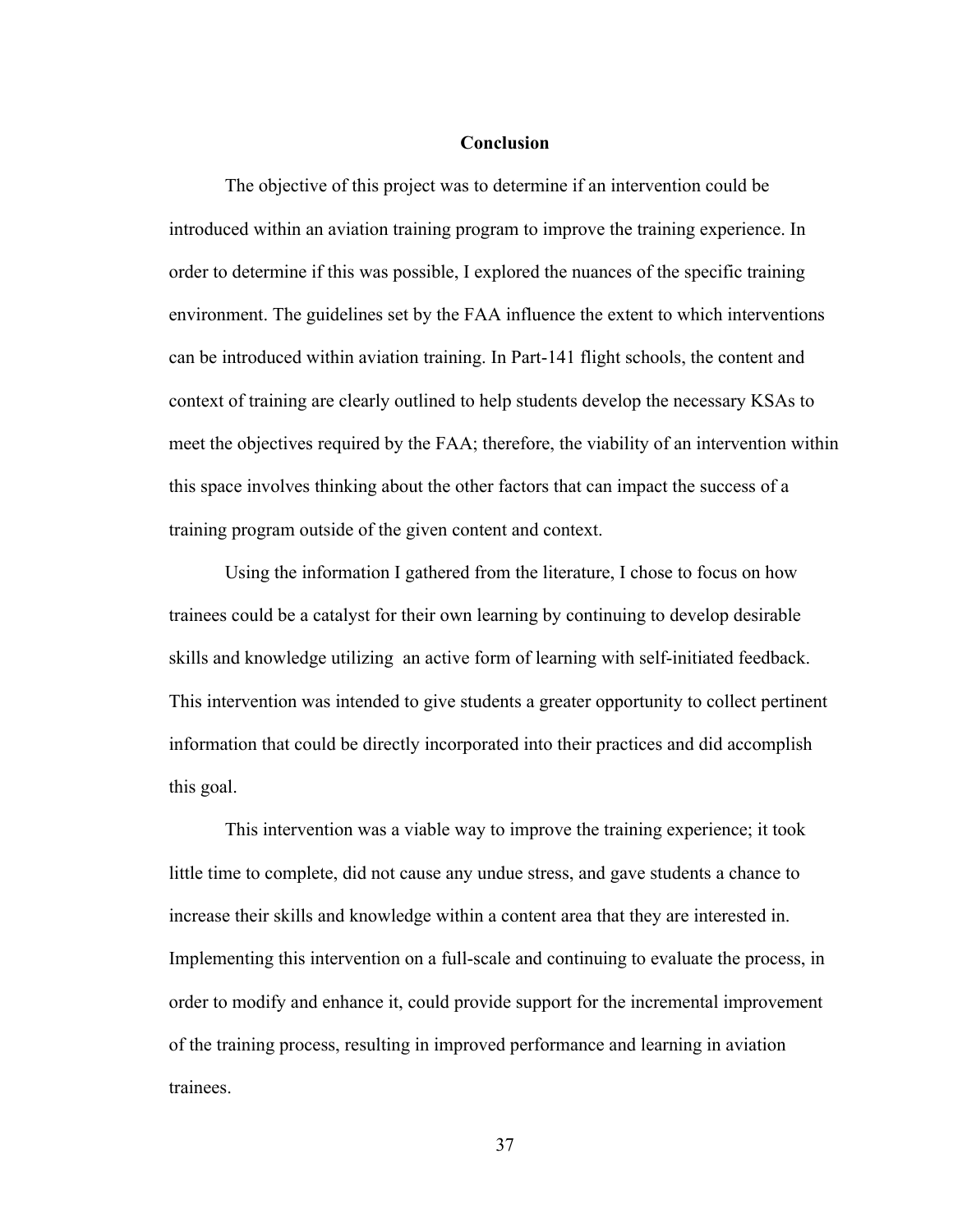## Conclusion

The objective of this project was to determine if an intervention could be introduced within an aviation training program to improve the training experience. In order to determine if this was possible, I explored the nuances of the specific training environment. The guidelines set by the FAA influence the extent to which interventions can be introduced within aviation training. In Part-141 flight schools, the content and context of training are clearly outlined to help students develop the necessary KSAs to meet the objectives required by the FAA; therefore, the viability of an intervention within this space involves thinking about the other factors that can impact the success of a training program outside of the given content and context.

Using the information I gathered from the literature, I chose to focus on how trainees could be a catalyst for their own learning by continuing to develop desirable skills and knowledge utilizing an active form of learning with self-initiated feedback. This intervention was intended to give students a greater opportunity to collect pertinent information that could be directly incorporated into their practices and did accomplish this goal.

This intervention was a viable way to improve the training experience; it took little time to complete, did not cause any undue stress, and gave students a chance to increase their skills and knowledge within a content area that they are interested in. Implementing this intervention on a full-scale and continuing to evaluate the process, in order to modify and enhance it, could provide support for the incremental improvement of the training process, resulting in improved performance and learning in aviation trainees.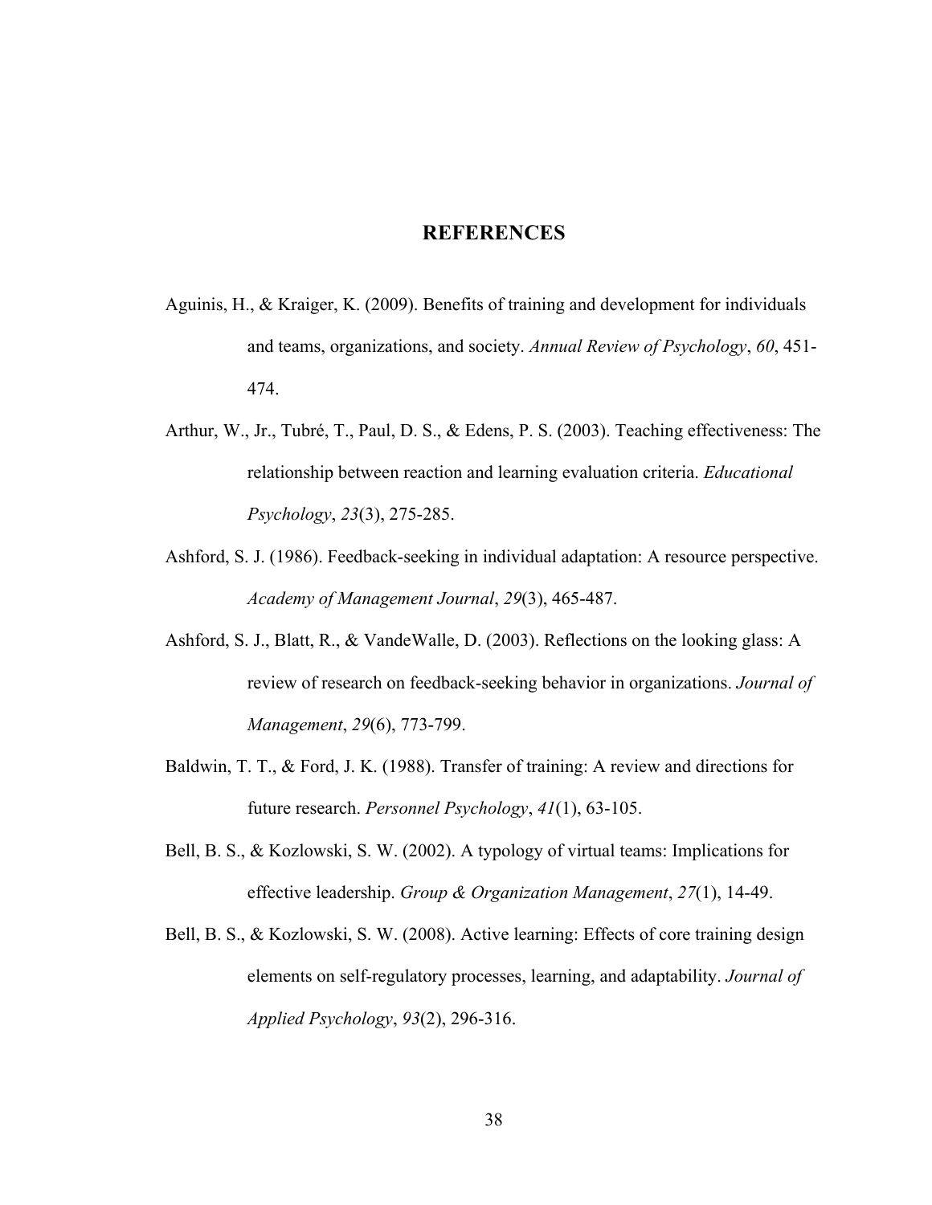# REFERENCES

Aguinis, H., & Kraiger, K. (2009). Benefits of training and development for individuals and teams, organizations, and society. *Annual Review of Psychology*, *60*, 451-474.

Arthur, W., Jr., Tubré, T., Paul, D. S., & Edens, P. S. (2003). Teaching effectiveness: The relationship between reaction and learning evaluation criteria. *Educational Psychology*, *23*(3), 275-285.

Ashford, S. J. (1986). Feedback-seeking in individual adaptation: A resource perspective. *Academy of Management Journal*, *29*(3), 465-487.

Ashford, S. J., Blatt, R., & VandeWalle, D. (2003). Reflections on the looking glass: A review of research on feedback-seeking behavior in organizations. *Journal of Management*, *29*(6), 773-799.

Baldwin, T. T., & Ford, J. K. (1988). Transfer of training: A review and directions for future research. *Personnel Psychology*, *41*(1), 63-105.

Bell, B. S., & Kozlowski, S. W. (2002). A typology of virtual teams: Implications for effective leadership. *Group & Organization Management*, *27*(1), 14-49.

Bell, B. S., & Kozlowski, S. W. (2008). Active learning: Effects of core training design elements on self-regulatory processes, learning, and adaptability. *Journal of Applied Psychology*, *93*(2), 296-316.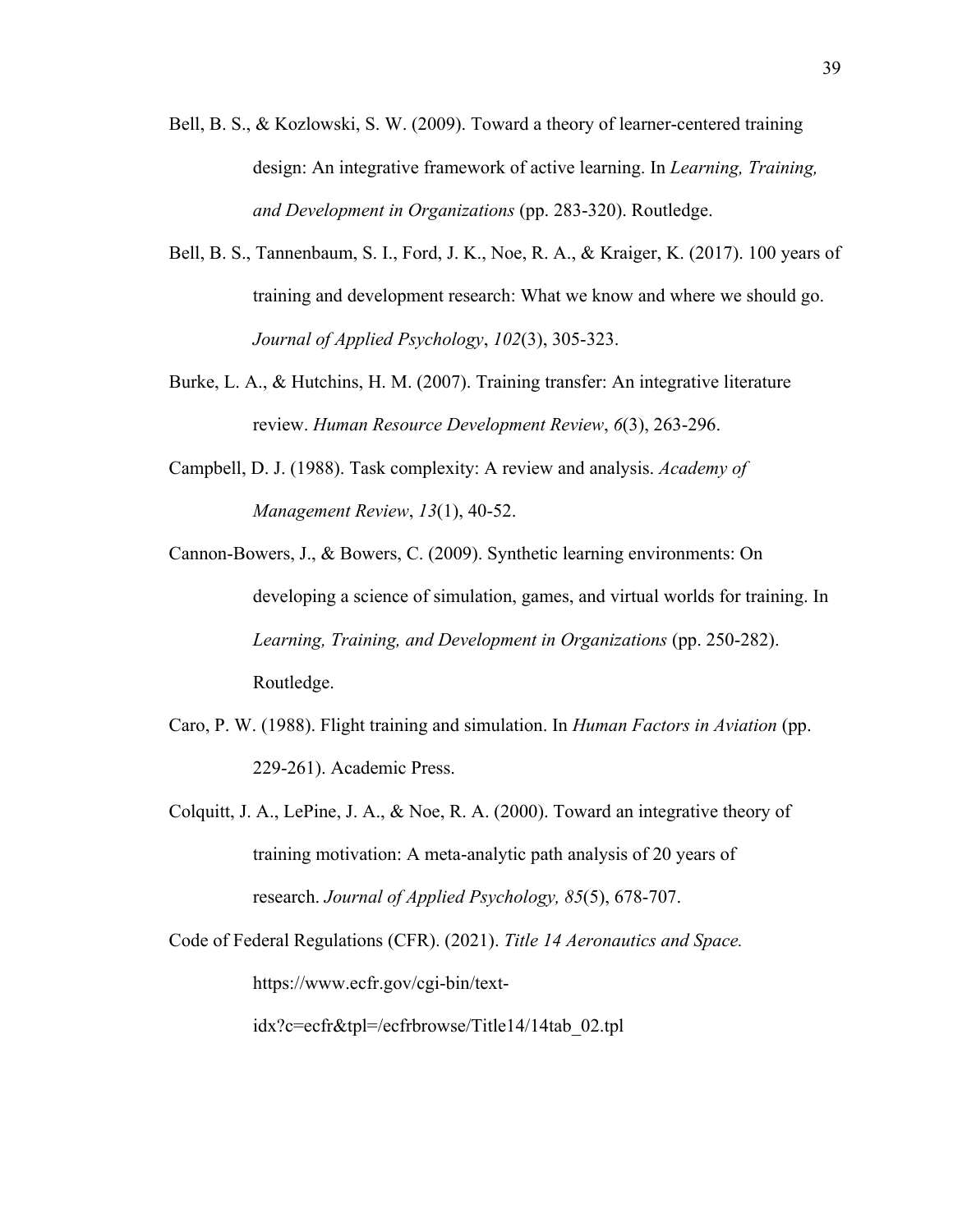Bell, B. S., & Kozlowski, S. W. (2009). Toward a theory of learner-centered training design: An integrative framework of active learning. In *Learning, Training, and Development in Organizations* (pp. 283-320). Routledge.

Bell, B. S., Tannenbaum, S. I., Ford, J. K., Noe, R. A., & Kraiger, K. (2017). 100 years of training and development research: What we know and where we should go. *Journal of Applied Psychology*, *102*(3), 305-323.

Burke, L. A., & Hutchins, H. M. (2007). Training transfer: An integrative literature review. *Human Resource Development Review*, *6*(3), 263-296.

Campbell, D. J. (1988). Task complexity: A review and analysis. *Academy of Management Review*, *13*(1), 40-52.

Cannon-Bowers, J., & Bowers, C. (2009). Synthetic learning environments: On developing a science of simulation, games, and virtual worlds for training. In *Learning, Training, and Development in Organizations* (pp. 250-282). Routledge.

Caro, P. W. (1988). Flight training and simulation. In *Human Factors in Aviation* (pp. 229-261). Academic Press.

Colquitt, J. A., LePine, J. A., & Noe, R. A. (2000). Toward an integrative theory of training motivation: A meta-analytic path analysis of 20 years of research. *Journal of Applied Psychology, 85*(5), 678-707.

Code of Federal Regulations (CFR). (2021). *Title 14 Aeronautics and Space.* https://www.ecfr.gov/cgi-bin/text-idx?c=ecfr&tpl=/ecfrbrowse/Title14/14tab_02.tpl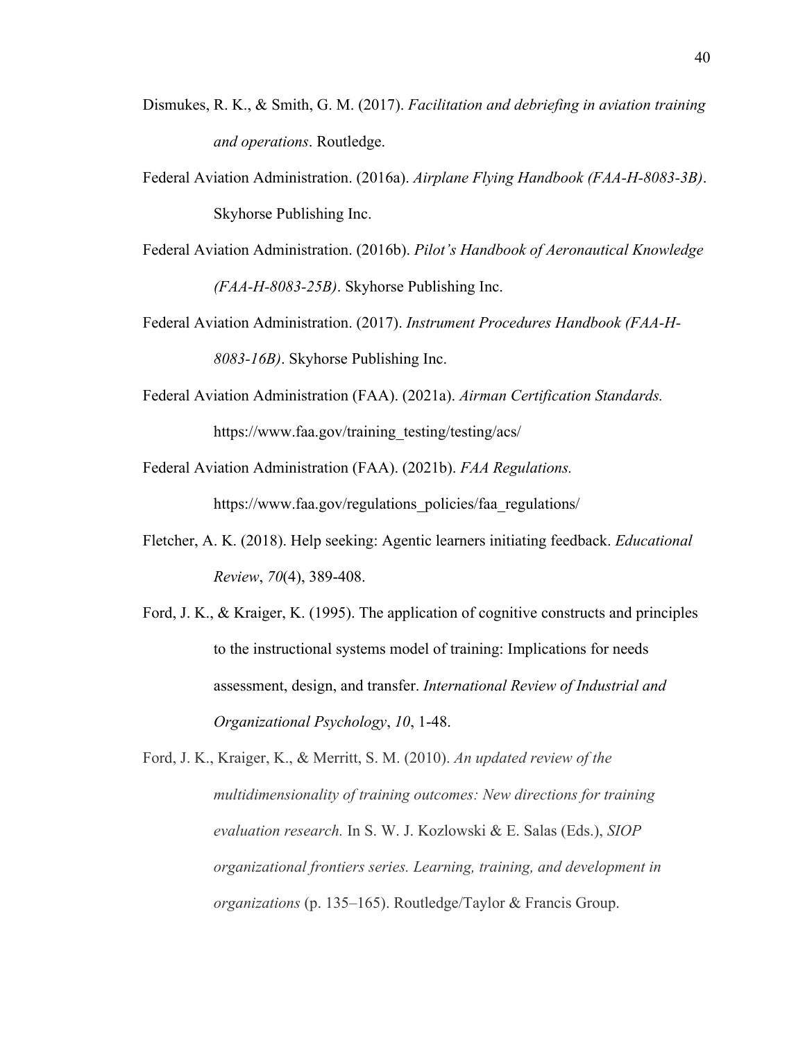Dismukes, R. K., & Smith, G. M. (2017). *Facilitation and debriefing in aviation training and operations*. Routledge.

Federal Aviation Administration. (2016a). *Airplane Flying Handbook (FAA-H-8083-3B)*. Skyhorse Publishing Inc.

Federal Aviation Administration. (2016b). *Pilot's Handbook of Aeronautical Knowledge (FAA-H-8083-25B)*. Skyhorse Publishing Inc.

Federal Aviation Administration. (2017). *Instrument Procedures Handbook (FAA-H-8083-16B)*. Skyhorse Publishing Inc.

Federal Aviation Administration (FAA). (2021a). *Airman Certification Standards.* https://www.faa.gov/training_testing/testing/acs/

Federal Aviation Administration (FAA). (2021b). *FAA Regulations.* https://www.faa.gov/regulations_policies/faa_regulations/

Fletcher, A. K. (2018). Help seeking: Agentic learners initiating feedback. *Educational Review*, *70*(4), 389-408.

Ford, J. K., & Kraiger, K. (1995). The application of cognitive constructs and principles to the instructional systems model of training: Implications for needs assessment, design, and transfer. *International Review of Industrial and Organizational Psychology*, *10*, 1-48.

Ford, J. K., Kraiger, K., & Merritt, S. M. (2010). *An updated review of the multidimensionality of training outcomes: New directions for training evaluation research.* In S. W. J. Kozlowski & E. Salas (Eds.), *SIOP organizational frontiers series. Learning, training, and development in organizations* (p. 135–165). Routledge/Taylor & Francis Group.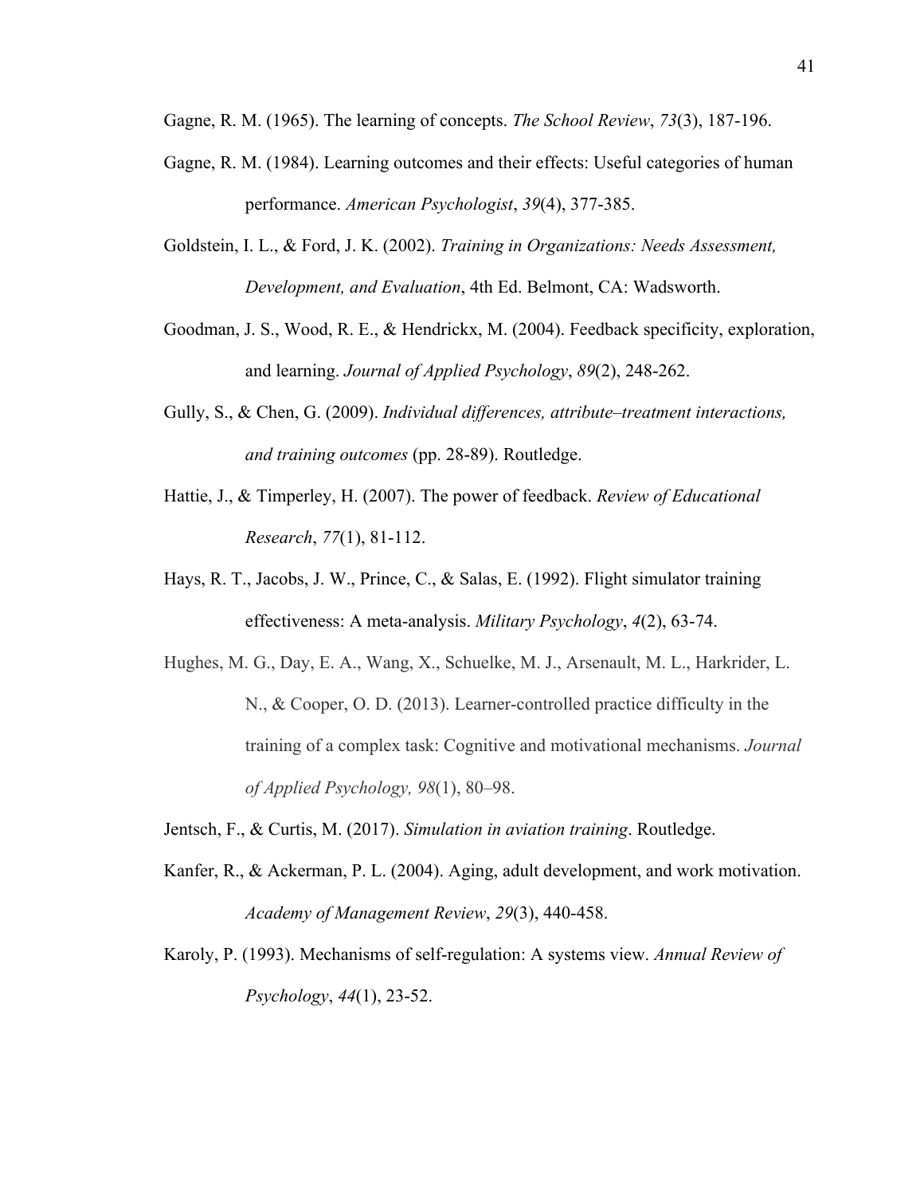Gagne, R. M. (1965). The learning of concepts. *The School Review*, *73*(3), 187-196.

Gagne, R. M. (1984). Learning outcomes and their effects: Useful categories of human performance. *American Psychologist*, *39*(4), 377-385.

Goldstein, I. L., & Ford, J. K. (2002). *Training in Organizations: Needs Assessment, Development, and Evaluation*, 4th Ed. Belmont, CA: Wadsworth.

Goodman, J. S., Wood, R. E., & Hendrickx, M. (2004). Feedback specificity, exploration, and learning. *Journal of Applied Psychology*, *89*(2), 248-262.

Gully, S., & Chen, G. (2009). *Individual differences, attribute–treatment interactions, and training outcomes* (pp. 28-89). Routledge.

Hattie, J., & Timperley, H. (2007). The power of feedback. *Review of Educational Research*, *77*(1), 81-112.

Hays, R. T., Jacobs, J. W., Prince, C., & Salas, E. (1992). Flight simulator training effectiveness: A meta-analysis. *Military Psychology*, *4*(2), 63-74.

Hughes, M. G., Day, E. A., Wang, X., Schuelke, M. J., Arsenault, M. L., Harkrider, L. N., & Cooper, O. D. (2013). Learner-controlled practice difficulty in the training of a complex task: Cognitive and motivational mechanisms. *Journal of Applied Psychology, 98*(1), 80–98.

Jentsch, F., & Curtis, M. (2017). *Simulation in aviation training*. Routledge.

Kanfer, R., & Ackerman, P. L. (2004). Aging, adult development, and work motivation. *Academy of Management Review*, *29*(3), 440-458.

Karoly, P. (1993). Mechanisms of self-regulation: A systems view. *Annual Review of Psychology*, *44*(1), 23-52.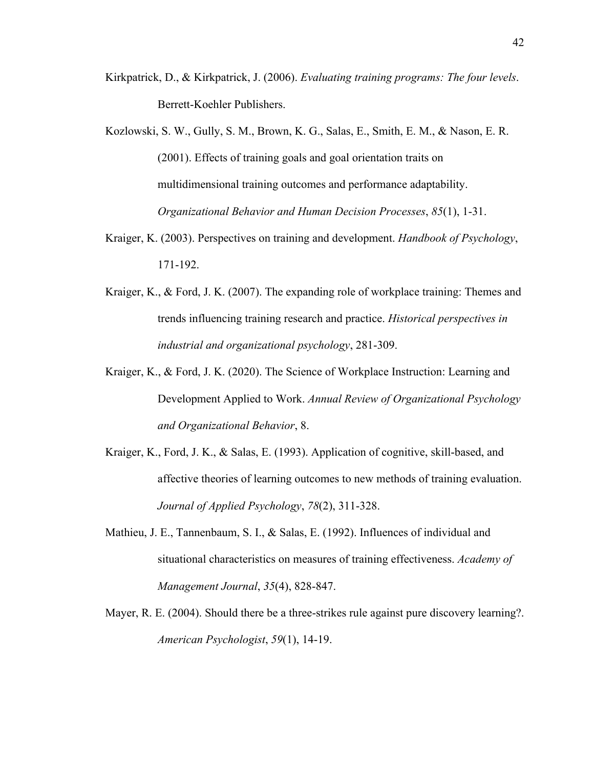Kirkpatrick, D., & Kirkpatrick, J. (2006). *Evaluating training programs: The four levels*. Berrett-Koehler Publishers.

Kozlowski, S. W., Gully, S. M., Brown, K. G., Salas, E., Smith, E. M., & Nason, E. R. (2001). Effects of training goals and goal orientation traits on multidimensional training outcomes and performance adaptability. *Organizational Behavior and Human Decision Processes*, *85*(1), 1-31.

Kraiger, K. (2003). Perspectives on training and development. *Handbook of Psychology*, 171-192.

Kraiger, K., & Ford, J. K. (2007). The expanding role of workplace training: Themes and trends influencing training research and practice. *Historical perspectives in industrial and organizational psychology*, 281-309.

Kraiger, K., & Ford, J. K. (2020). The Science of Workplace Instruction: Learning and Development Applied to Work. *Annual Review of Organizational Psychology and Organizational Behavior*, 8.

Kraiger, K., Ford, J. K., & Salas, E. (1993). Application of cognitive, skill-based, and affective theories of learning outcomes to new methods of training evaluation. *Journal of Applied Psychology*, *78*(2), 311-328.

Mathieu, J. E., Tannenbaum, S. I., & Salas, E. (1992). Influences of individual and situational characteristics on measures of training effectiveness. *Academy of Management Journal*, *35*(4), 828-847.

Mayer, R. E. (2004). Should there be a three-strikes rule against pure discovery learning?. *American Psychologist*, *59*(1), 14-19.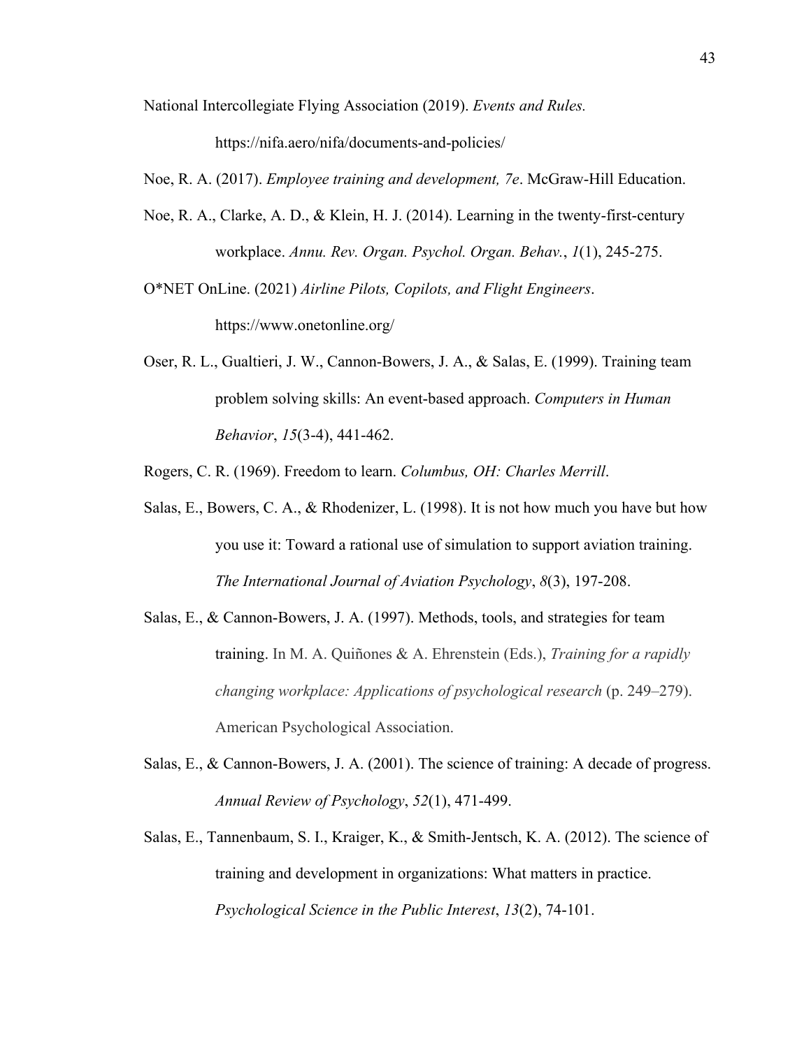National Intercollegiate Flying Association (2019). *Events and Rules.* https://nifa.aero/nifa/documents-and-policies/

Noe, R. A. (2017). *Employee training and development, 7e*. McGraw-Hill Education.

Noe, R. A., Clarke, A. D., & Klein, H. J. (2014). Learning in the twenty-first-century workplace. *Annu. Rev. Organ. Psychol. Organ. Behav.*, *1*(1), 245-275.

O*NET OnLine. (2021) *Airline Pilots, Copilots, and Flight Engineers*. https://www.onetonline.org/

Oser, R. L., Gualtieri, J. W., Cannon-Bowers, J. A., & Salas, E. (1999). Training team problem solving skills: An event-based approach. *Computers in Human Behavior*, *15*(3-4), 441-462.

Rogers, C. R. (1969). Freedom to learn. *Columbus, OH: Charles Merrill*.

Salas, E., Bowers, C. A., & Rhodenizer, L. (1998). It is not how much you have but how you use it: Toward a rational use of simulation to support aviation training. *The International Journal of Aviation Psychology*, *8*(3), 197-208.

Salas, E., & Cannon-Bowers, J. A. (1997). Methods, tools, and strategies for team training. In M. A. Quiñones & A. Ehrenstein (Eds.), *Training for a rapidly changing workplace: Applications of psychological research* (p. 249–279). American Psychological Association.

Salas, E., & Cannon-Bowers, J. A. (2001). The science of training: A decade of progress. *Annual Review of Psychology*, *52*(1), 471-499.

Salas, E., Tannenbaum, S. I., Kraiger, K., & Smith-Jentsch, K. A. (2012). The science of training and development in organizations: What matters in practice. *Psychological Science in the Public Interest*, *13*(2), 74-101.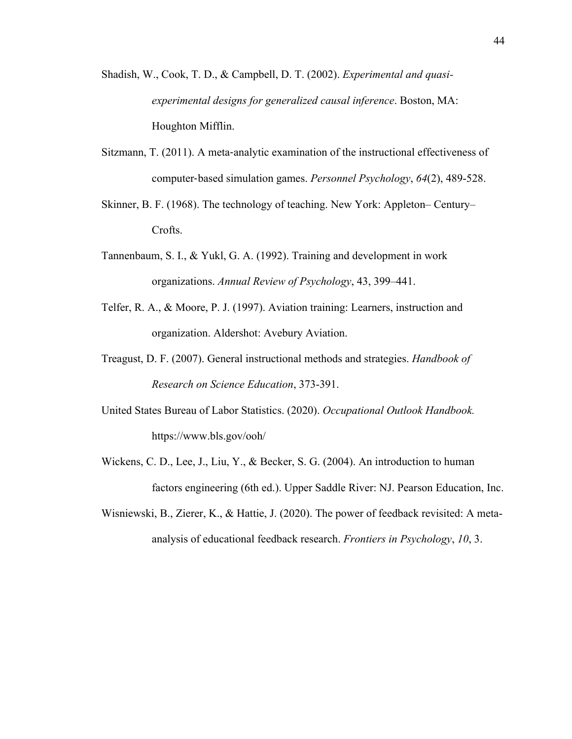Shadish, W., Cook, T. D., & Campbell, D. T. (2002). *Experimental and quasi-experimental designs for generalized causal inference*. Boston, MA: Houghton Mifflin.

Sitzmann, T. (2011). A meta-analytic examination of the instructional effectiveness of computer-based simulation games. *Personnel Psychology*, *64*(2), 489-528.

Skinner, B. F. (1968). The technology of teaching. New York: Appleton– Century–Crofts.

Tannenbaum, S. I., & Yukl, G. A. (1992). Training and development in work organizations. *Annual Review of Psychology*, 43, 399–441.

Telfer, R. A., & Moore, P. J. (1997). Aviation training: Learners, instruction and organization. Aldershot: Avebury Aviation.

Treagust, D. F. (2007). General instructional methods and strategies. *Handbook of Research on Science Education*, 373-391.

United States Bureau of Labor Statistics. (2020). *Occupational Outlook Handbook.* https://www.bls.gov/ooh/

Wickens, C. D., Lee, J., Liu, Y., & Becker, S. G. (2004). An introduction to human factors engineering (6th ed.). Upper Saddle River: NJ. Pearson Education, Inc.

Wisniewski, B., Zierer, K., & Hattie, J. (2020). The power of feedback revisited: A meta-analysis of educational feedback research. *Frontiers in Psychology*, *10*, 3.